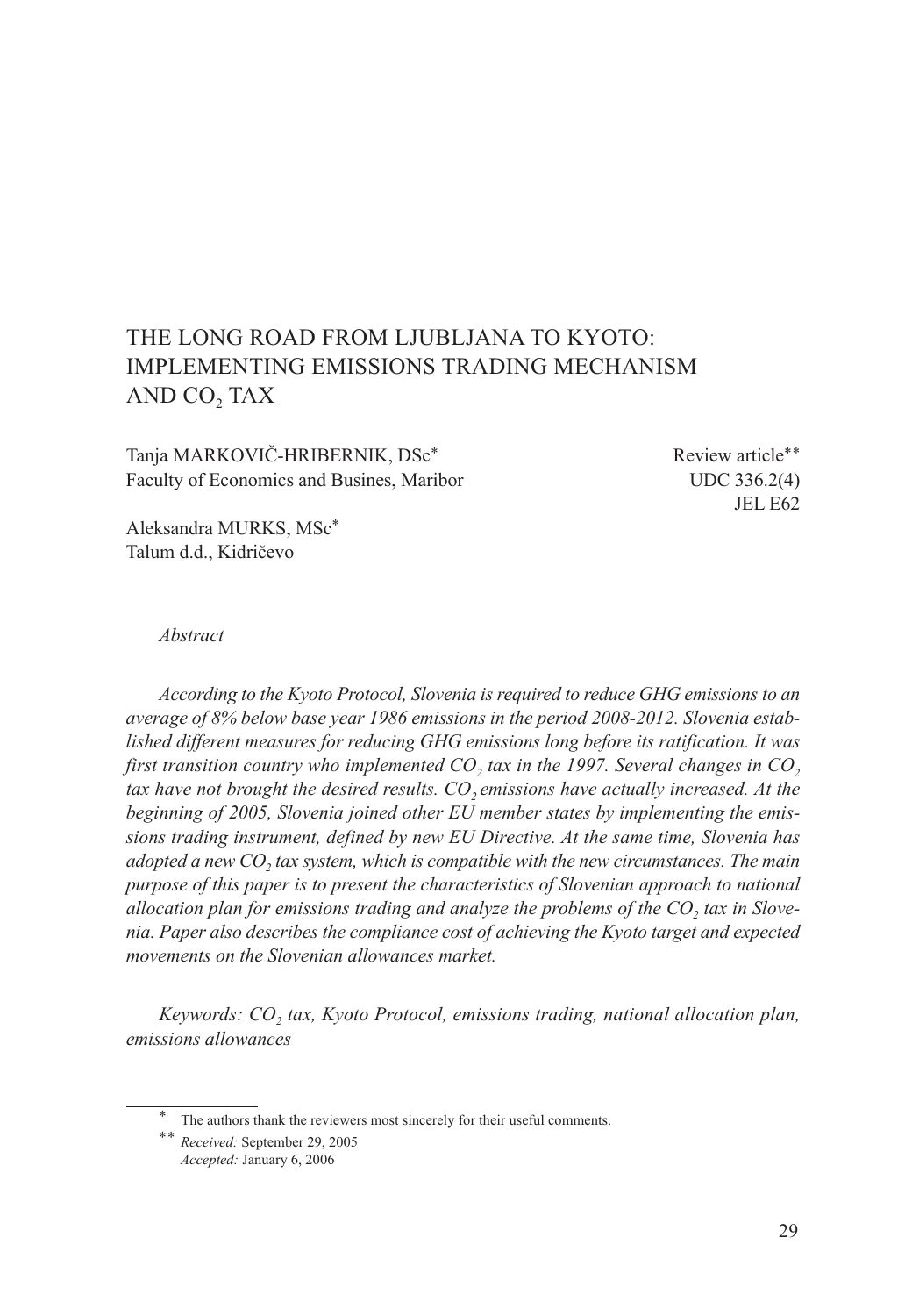# THE LONG ROAD FROM LJUBLJANA TO KYOTO: IMPLEMENTING EMISSIONS TRADING MECHANISM AND $CO_2$ TAX

Tanja MARKOVIČ-HRIBERNIK, DSc*
Faculty of Economics and Busines, Maribor

Review article**
UDC 336.2(4)
JEL E62

Aleksandra MURKS, MSc*
Talum d.d., Kidričevo

*Abstract*

*According to the Kyoto Protocol, Slovenia is required to reduce GHG emissions to an average of 8% below base year 1986 emissions in the period 2008-2012. Slovenia established different measures for reducing GHG emissions long before its ratification. It was first transition country who implemented $CO_2$ tax in the 1997. Several changes in $CO_2$ tax have not brought the desired results. $CO_2$ emissions have actually increased. At the beginning of 2005, Slovenia joined other EU member states by implementing the emissions trading instrument, defined by new EU Directive. At the same time, Slovenia has adopted a new $CO_2$ tax system, which is compatible with the new circumstances. The main purpose of this paper is to present the characteristics of Slovenian approach to national allocation plan for emissions trading and analyze the problems of the $CO_2$ tax in Slovenia. Paper also describes the compliance cost of achieving the Kyoto target and expected movements on the Slovenian allowances market.*

*Keywords: $CO_2$ tax, Kyoto Protocol, emissions trading, national allocation plan, emissions allowances*

---

\* The authors thank the reviewers most sincerely for their useful comments.

\*\* *Received:* September 29, 2005
*Accepted:* January 6, 2006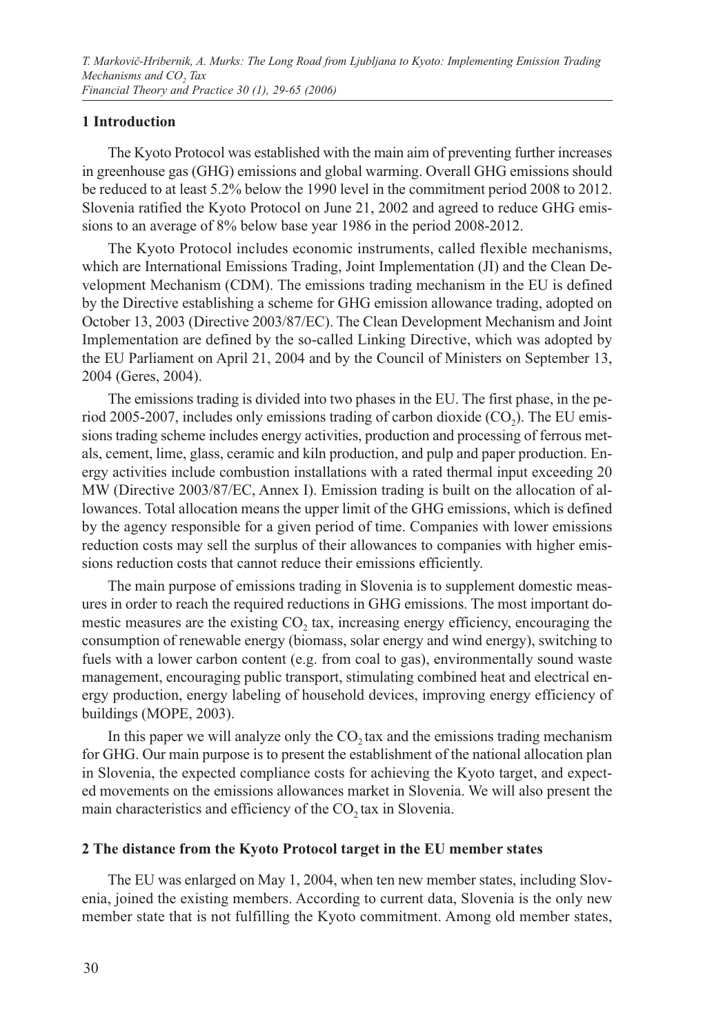## 1 Introduction

The Kyoto Protocol was established with the main aim of preventing further increases in greenhouse gas (GHG) emissions and global warming. Overall GHG emissions should be reduced to at least 5.2% below the 1990 level in the commitment period 2008 to 2012. Slovenia ratified the Kyoto Protocol on June 21, 2002 and agreed to reduce GHG emissions to an average of 8% below base year 1986 in the period 2008-2012.

The Kyoto Protocol includes economic instruments, called flexible mechanisms, which are International Emissions Trading, Joint Implementation (JI) and the Clean Development Mechanism (CDM). The emissions trading mechanism in the EU is defined by the Directive establishing a scheme for GHG emission allowance trading, adopted on October 13, 2003 (Directive 2003/87/EC). The Clean Development Mechanism and Joint Implementation are defined by the so-called Linking Directive, which was adopted by the EU Parliament on April 21, 2004 and by the Council of Ministers on September 13, 2004 (Geres, 2004).

The emissions trading is divided into two phases in the EU. The first phase, in the period 2005-2007, includes only emissions trading of carbon dioxide ($CO_2$). The EU emissions trading scheme includes energy activities, production and processing of ferrous metals, cement, lime, glass, ceramic and kiln production, and pulp and paper production. Energy activities include combustion installations with a rated thermal input exceeding 20 MW (Directive 2003/87/EC, Annex I). Emission trading is built on the allocation of allowances. Total allocation means the upper limit of the GHG emissions, which is defined by the agency responsible for a given period of time. Companies with lower emissions reduction costs may sell the surplus of their allowances to companies with higher emissions reduction costs that cannot reduce their emissions efficiently.

The main purpose of emissions trading in Slovenia is to supplement domestic measures in order to reach the required reductions in GHG emissions. The most important domestic measures are the existing $CO_2$ tax, increasing energy efficiency, encouraging the consumption of renewable energy (biomass, solar energy and wind energy), switching to fuels with a lower carbon content (e.g. from coal to gas), environmentally sound waste management, encouraging public transport, stimulating combined heat and electrical energy production, energy labeling of household devices, improving energy efficiency of buildings (MOPE, 2003).

In this paper we will analyze only the $CO_2$ tax and the emissions trading mechanism for GHG. Our main purpose is to present the establishment of the national allocation plan in Slovenia, the expected compliance costs for achieving the Kyoto target, and expected movements on the emissions allowances market in Slovenia. We will also present the main characteristics and efficiency of the $CO_2$ tax in Slovenia.

## 2 The distance from the Kyoto Protocol target in the EU member states

The EU was enlarged on May 1, 2004, when ten new member states, including Slovenia, joined the existing members. According to current data, Slovenia is the only new member state that is not fulfilling the Kyoto commitment. Among old member states,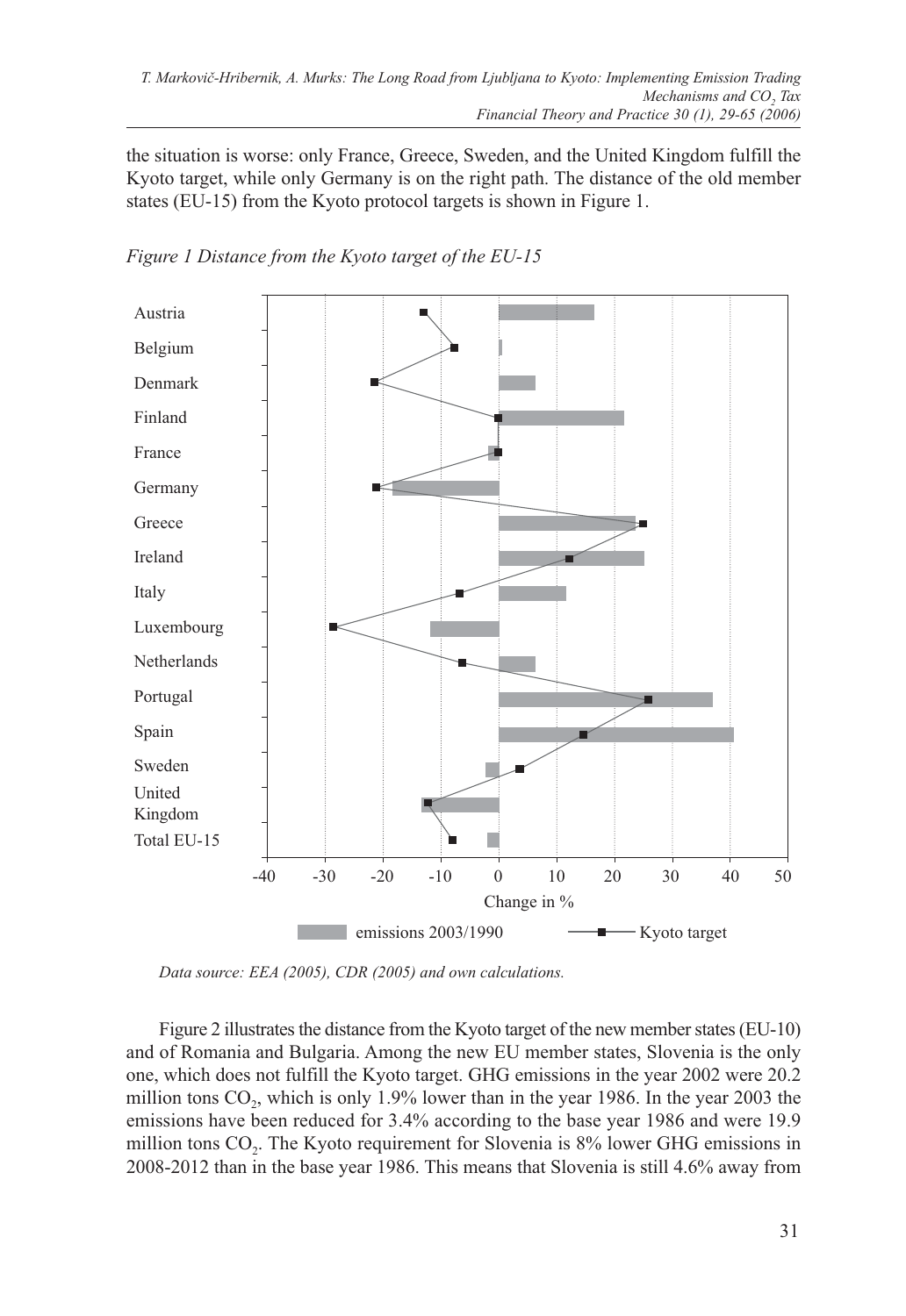the situation is worse: only France, Greece, Sweden, and the United Kingdom fulfill the Kyoto target, while only Germany is on the right path. The distance of the old member states (EU-15) from the Kyoto protocol targets is shown in Figure 1.

*Figure 1 Distance from the Kyoto target of the EU-15*

*Data source: EEA (2005), CDR (2005) and own calculations.*

Figure 2 illustrates the distance from the Kyoto target of the new member states (EU-10) and of Romania and Bulgaria. Among the new EU member states, Slovenia is the only one, which does not fulfill the Kyoto target. GHG emissions in the year 2002 were 20.2 million tons $CO_2$, which is only 1.9% lower than in the year 1986. In the year 2003 the emissions have been reduced for 3.4% according to the base year 1986 and were 19.9 million tons $CO_2$. The Kyoto requirement for Slovenia is 8% lower GHG emissions in 2008-2012 than in the base year 1986. This means that Slovenia is still 4.6% away from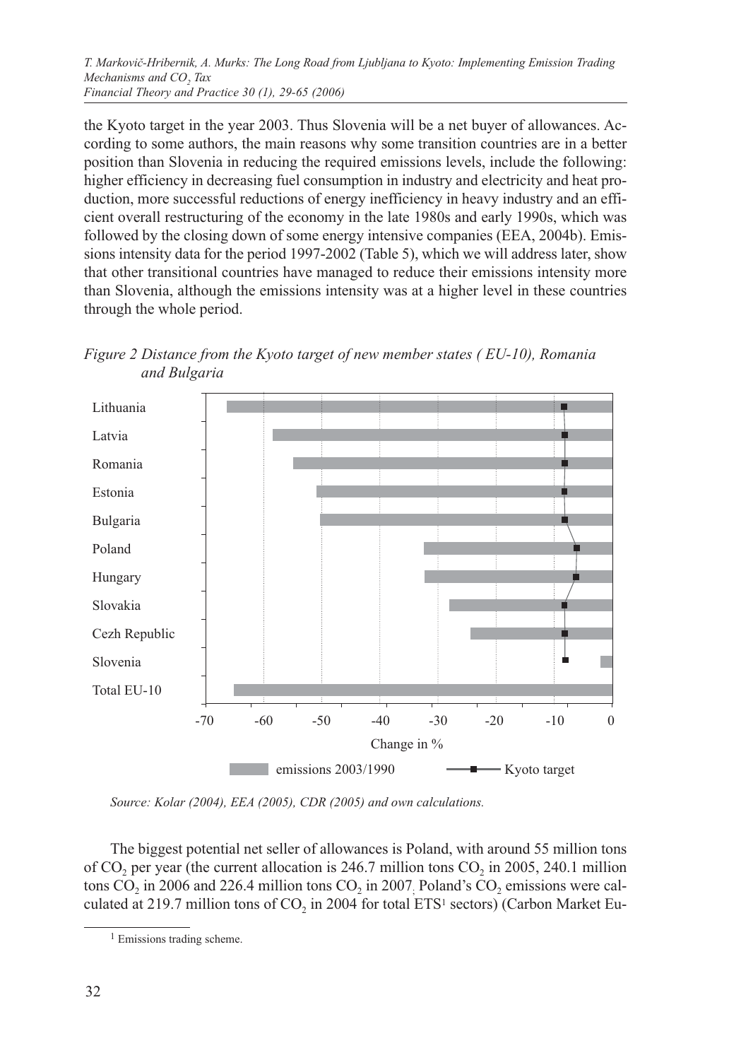the Kyoto target in the year 2003. Thus Slovenia will be a net buyer of allowances. According to some authors, the main reasons why some transition countries are in a better position than Slovenia in reducing the required emissions levels, include the following: higher efficiency in decreasing fuel consumption in industry and electricity and heat production, more successful reductions of energy inefficiency in heavy industry and an efficient overall restructuring of the economy in the late 1980s and early 1990s, which was followed by the closing down of some energy intensive companies (EEA, 2004b). Emissions intensity data for the period 1997-2002 (Table 5), which we will address later, show that other transitional countries have managed to reduce their emissions intensity more than Slovenia, although the emissions intensity was at a higher level in these countries through the whole period.

*Figure 2 Distance from the Kyoto target of new member states ( EU-10), Romania and Bulgaria*

*Source: Kolar (2004), EEA (2005), CDR (2005) and own calculations.*

The biggest potential net seller of allowances is Poland, with around 55 million tons of $CO_2$ per year (the current allocation is 246.7 million tons $CO_2$ in 2005, 240.1 million tons $CO_2$ in 2006 and 226.4 million tons $CO_2$ in 2007. Poland's $CO_2$ emissions were calculated at 219.7 million tons of $CO_2$ in 2004 for total ETS[1] sectors) (Carbon Market Eu-

[1] Emissions trading scheme.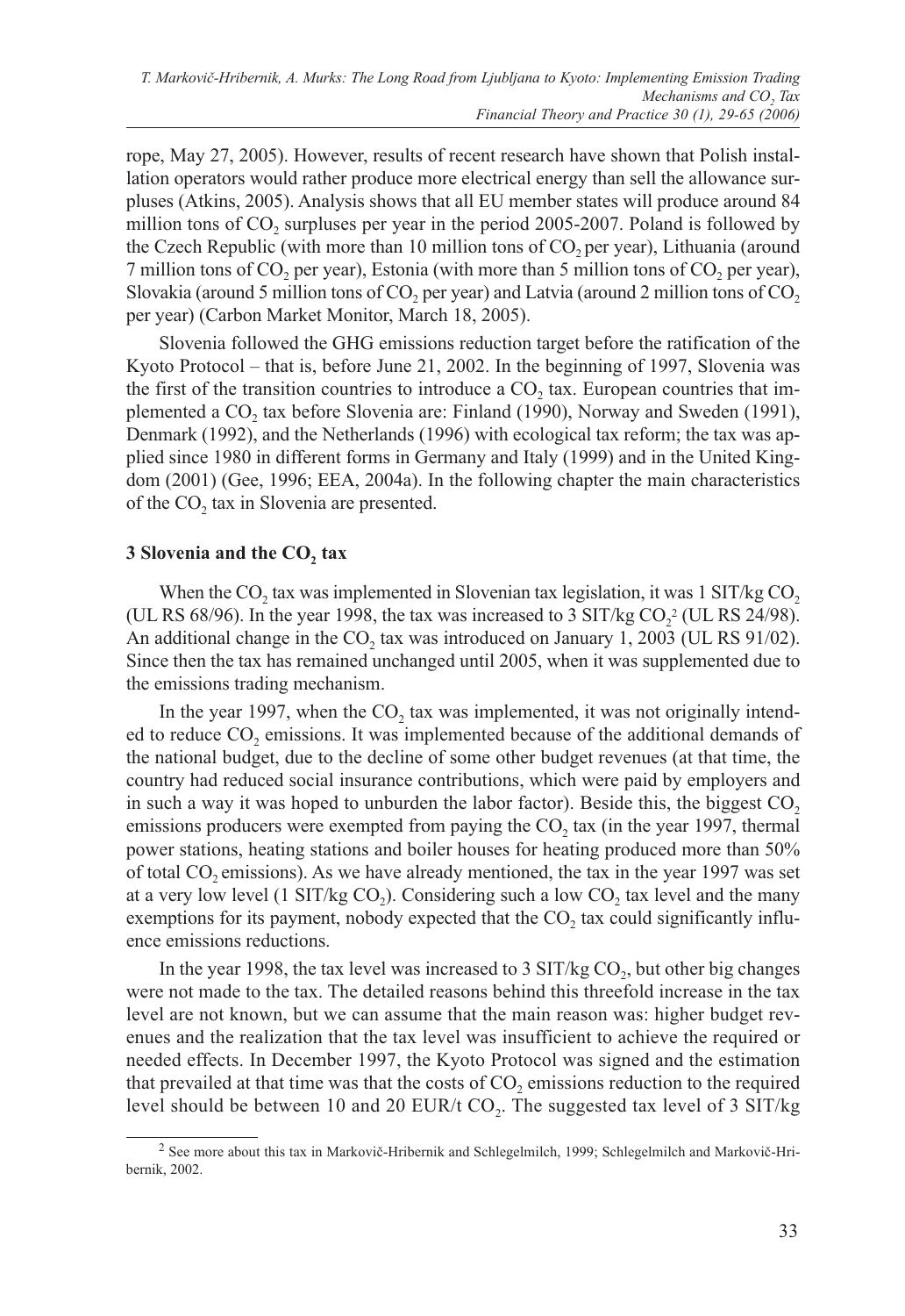rope, May 27, 2005). However, results of recent research have shown that Polish installation operators would rather produce more electrical energy than sell the allowance surpluses (Atkins, 2005). Analysis shows that all EU member states will produce around 84 million tons of $CO_2$ surpluses per year in the period 2005-2007. Poland is followed by the Czech Republic (with more than 10 million tons of $CO_2$ per year), Lithuania (around 7 million tons of $CO_2$ per year), Estonia (with more than 5 million tons of $CO_2$ per year), Slovakia (around 5 million tons of $CO_2$ per year) and Latvia (around 2 million tons of $CO_2$ per year) (Carbon Market Monitor, March 18, 2005).

Slovenia followed the GHG emissions reduction target before the ratification of the Kyoto Protocol – that is, before June 21, 2002. In the beginning of 1997, Slovenia was the first of the transition countries to introduce a $CO_2$ tax. European countries that implemented a $CO_2$ tax before Slovenia are: Finland (1990), Norway and Sweden (1991), Denmark (1992), and the Netherlands (1996) with ecological tax reform; the tax was applied since 1980 in different forms in Germany and Italy (1999) and in the United Kingdom (2001) (Gee, 1996; EEA, 2004a). In the following chapter the main characteristics of the $CO_2$ tax in Slovenia are presented.

## 3 Slovenia and the $CO_2$ tax

When the $CO_2$ tax was implemented in Slovenian tax legislation, it was 1 SIT/kg $CO_2$ (UL RS 68/96). In the year 1998, the tax was increased to 3 SIT/kg $CO_2$[2] (UL RS 24/98). An additional change in the $CO_2$ tax was introduced on January 1, 2003 (UL RS 91/02). Since then the tax has remained unchanged until 2005, when it was supplemented due to the emissions trading mechanism.

In the year 1997, when the $CO_2$ tax was implemented, it was not originally intended to reduce $CO_2$ emissions. It was implemented because of the additional demands of the national budget, due to the decline of some other budget revenues (at that time, the country had reduced social insurance contributions, which were paid by employers and in such a way it was hoped to unburden the labor factor). Beside this, the biggest $CO_2$ emissions producers were exempted from paying the $CO_2$ tax (in the year 1997, thermal power stations, heating stations and boiler houses for heating produced more than 50% of total $CO_2$ emissions). As we have already mentioned, the tax in the year 1997 was set at a very low level (1 SIT/kg $CO_2$). Considering such a low $CO_2$ tax level and the many exemptions for its payment, nobody expected that the $CO_2$ tax could significantly influence emissions reductions.

In the year 1998, the tax level was increased to 3 SIT/kg $CO_2$, but other big changes were not made to the tax. The detailed reasons behind this threefold increase in the tax level are not known, but we can assume that the main reason was: higher budget revenues and the realization that the tax level was insufficient to achieve the required or needed effects. In December 1997, the Kyoto Protocol was signed and the estimation that prevailed at that time was that the costs of $CO_2$ emissions reduction to the required level should be between 10 and 20 EUR/t $CO_2$. The suggested tax level of 3 SIT/kg

[2] See more about this tax in Markovič-Hribernik and Schlegelmilch, 1999; Schlegelmilch and Markovič-Hribernik, 2002.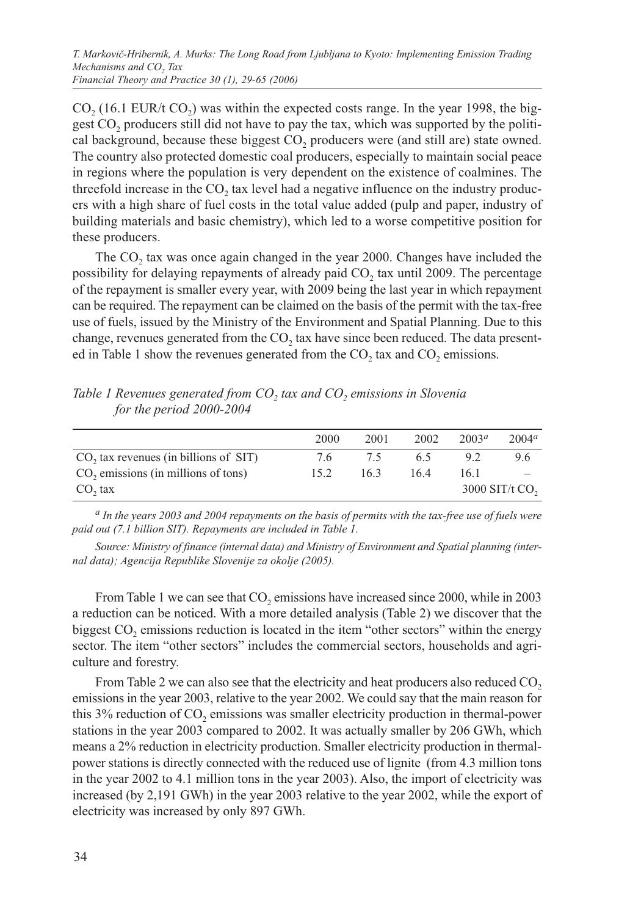$CO_2$ (16.1 EUR/t $CO_2$) was within the expected costs range. In the year 1998, the biggest $CO_2$ producers still did not have to pay the tax, which was supported by the political background, because these biggest $CO_2$ producers were (and still are) state owned. The country also protected domestic coal producers, especially to maintain social peace in regions where the population is very dependent on the existence of coalmines. The threefold increase in the $CO_2$ tax level had a negative influence on the industry producers with a high share of fuel costs in the total value added (pulp and paper, industry of building materials and basic chemistry), which led to a worse competitive position for these producers.

The $CO_2$ tax was once again changed in the year 2000. Changes have included the possibility for delaying repayments of already paid $CO_2$ tax until 2009. The percentage of the repayment is smaller every year, with 2009 being the last year in which repayment can be required. The repayment can be claimed on the basis of the permit with the tax-free use of fuels, issued by the Ministry of the Environment and Spatial Planning. Due to this change, revenues generated from the $CO_2$ tax have since been reduced. The data presented in Table 1 show the revenues generated from the $CO_2$ tax and $CO_2$ emissions.

*Table 1 Revenues generated from $CO_2$ tax and $CO_2$ emissions in Slovenia for the period 2000-2004*

| | 2000 | 2001 | 2002 | 2003[a] | 2004[a] |
|---|---|---|---|---|---|
| $CO_2$ tax revenues (in billions of SIT) | 7.6 | 7.5 | 6.5 | 9.2 | 9.6 |
| $CO_2$ emissions (in millions of tons) | 15.2 | 16.3 | 16.4 | 16.1 | – |
| $CO_2$ tax | | | | 3000 SIT/t $CO_2$ | |

[a] *In the years 2003 and 2004 repayments on the basis of permits with the tax-free use of fuels were paid out (7.1 billion SIT). Repayments are included in Table 1.*

*Source: Ministry of finance (internal data) and Ministry of Environment and Spatial planning (internal data); Agencija Republike Slovenije za okolje (2005).*

From Table 1 we can see that $CO_2$ emissions have increased since 2000, while in 2003 a reduction can be noticed. With a more detailed analysis (Table 2) we discover that the biggest $CO_2$ emissions reduction is located in the item "other sectors" within the energy sector. The item "other sectors" includes the commercial sectors, households and agriculture and forestry.

From Table 2 we can also see that the electricity and heat producers also reduced $CO_2$ emissions in the year 2003, relative to the year 2002. We could say that the main reason for this 3% reduction of $CO_2$ emissions was smaller electricity production in thermal-power stations in the year 2003 compared to 2002. It was actually smaller by 206 GWh, which means a 2% reduction in electricity production. Smaller electricity production in thermal-power stations is directly connected with the reduced use of lignite (from 4.3 million tons in the year 2002 to 4.1 million tons in the year 2003). Also, the import of electricity was increased (by 2,191 GWh) in the year 2003 relative to the year 2002, while the export of electricity was increased by only 897 GWh.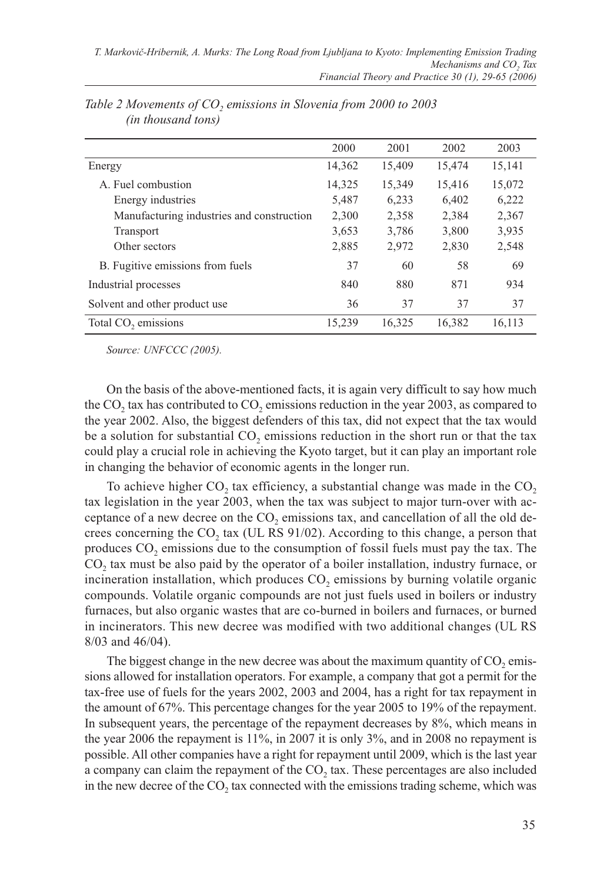*Table 2 Movements of $CO_2$ emissions in Slovenia from 2000 to 2003 (in thousand tons)*

| | 2000 | 2001 | 2002 | 2003 |
|---|---|---|---|---|
| Energy | 14,362 | 15,409 | 15,474 | 15,141 |
| A. Fuel combustion | 14,325 | 15,349 | 15,416 | 15,072 |
| Energy industries | 5,487 | 6,233 | 6,402 | 6,222 |
| Manufacturing industries and construction | 2,300 | 2,358 | 2,384 | 2,367 |
| Transport | 3,653 | 3,786 | 3,800 | 3,935 |
| Other sectors | 2,885 | 2,972 | 2,830 | 2,548 |
| B. Fugitive emissions from fuels | 37 | 60 | 58 | 69 |
| Industrial processes | 840 | 880 | 871 | 934 |
| Solvent and other product use | 36 | 37 | 37 | 37 |
| Total $CO_2$ emissions | 15,239 | 16,325 | 16,382 | 16,113 |

*Source: UNFCCC (2005).*

On the basis of the above-mentioned facts, it is again very difficult to say how much the $CO_2$ tax has contributed to $CO_2$ emissions reduction in the year 2003, as compared to the year 2002. Also, the biggest defenders of this tax, did not expect that the tax would be a solution for substantial $CO_2$ emissions reduction in the short run or that the tax could play a crucial role in achieving the Kyoto target, but it can play an important role in changing the behavior of economic agents in the longer run.

To achieve higher $CO_2$ tax efficiency, a substantial change was made in the $CO_2$ tax legislation in the year 2003, when the tax was subject to major turn-over with acceptance of a new decree on the $CO_2$ emissions tax, and cancellation of all the old decrees concerning the $CO_2$ tax (UL RS 91/02). According to this change, a person that produces $CO_2$ emissions due to the consumption of fossil fuels must pay the tax. The $CO_2$ tax must be also paid by the operator of a boiler installation, industry furnace, or incineration installation, which produces $CO_2$ emissions by burning volatile organic compounds. Volatile organic compounds are not just fuels used in boilers or industry furnaces, but also organic wastes that are co-burned in boilers and furnaces, or burned in incinerators. This new decree was modified with two additional changes (UL RS 8/03 and 46/04).

The biggest change in the new decree was about the maximum quantity of $CO_2$ emissions allowed for installation operators. For example, a company that got a permit for the tax-free use of fuels for the years 2002, 2003 and 2004, has a right for tax repayment in the amount of 67%. This percentage changes for the year 2005 to 19% of the repayment. In subsequent years, the percentage of the repayment decreases by 8%, which means in the year 2006 the repayment is 11%, in 2007 it is only 3%, and in 2008 no repayment is possible. All other companies have a right for repayment until 2009, which is the last year a company can claim the repayment of the $CO_2$ tax. These percentages are also included in the new decree of the $CO_2$ tax connected with the emissions trading scheme, which was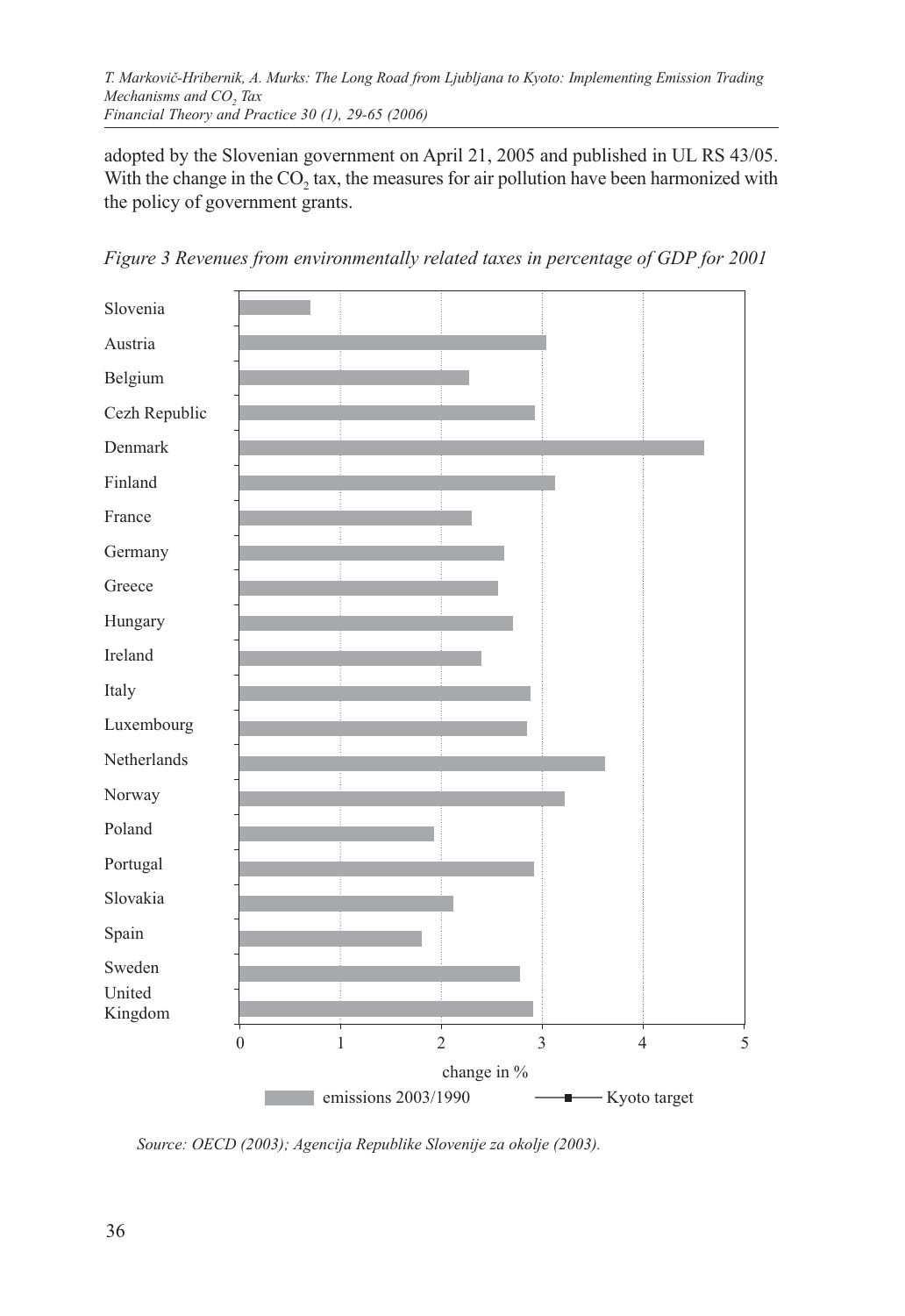adopted by the Slovenian government on April 21, 2005 and published in UL RS 43/05. With the change in the $CO_2$ tax, the measures for air pollution have been harmonized with the policy of government grants.

*Figure 3 Revenues from environmentally related taxes in percentage of GDP for 2001*

| Country | Value |
| --- | --- |
| Slovenia | ~0.7 |
| Austria | ~3.05 |
| Belgium | ~2.28 |
| Cezh Republic | ~2.93 |
| Denmark | ~4.6 |
| Finland | ~3.13 |
| France | ~2.3 |
| Germany | ~2.62 |
| Greece | ~2.56 |
| Hungary | ~2.71 |
| Ireland | ~2.4 |
| Italy | ~2.88 |
| Luxembourg | ~2.85 |
| Netherlands | ~3.62 |
| Norway | ~3.22 |
| Poland | ~1.93 |
| Portugal | ~2.92 |
| Slovakia | ~2.12 |
| Spain | ~1.81 |
| Sweden | ~2.78 |
| United Kingdom | ~2.91 |

change in %

emissions 2003/1990 — Kyoto target

*Source: OECD (2003); Agencija Republike Slovenije za okolje (2003).*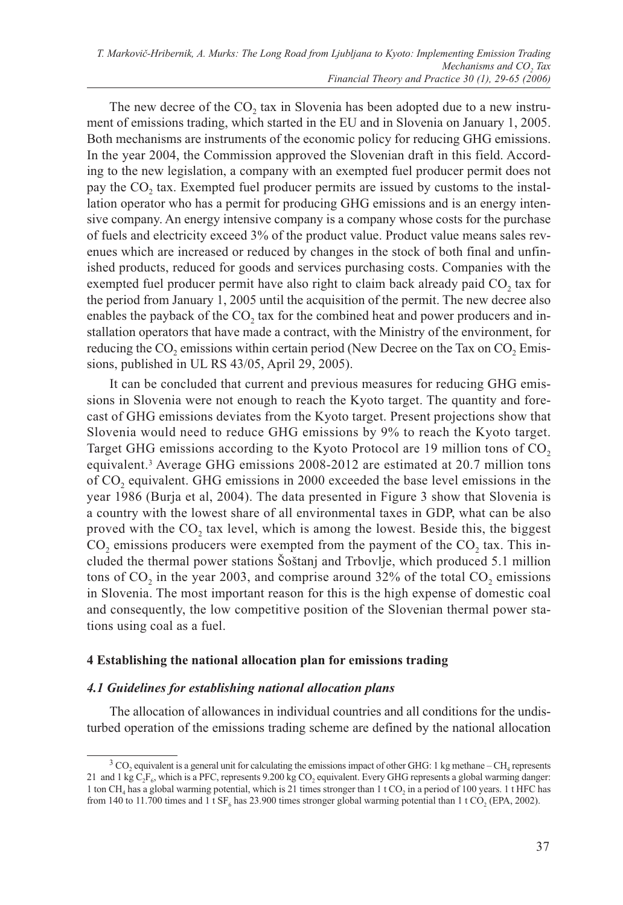The new decree of the $CO_2$ tax in Slovenia has been adopted due to a new instrument of emissions trading, which started in the EU and in Slovenia on January 1, 2005. Both mechanisms are instruments of the economic policy for reducing GHG emissions. In the year 2004, the Commission approved the Slovenian draft in this field. According to the new legislation, a company with an exempted fuel producer permit does not pay the $CO_2$ tax. Exempted fuel producer permits are issued by customs to the installation operator who has a permit for producing GHG emissions and is an energy intensive company. An energy intensive company is a company whose costs for the purchase of fuels and electricity exceed 3% of the product value. Product value means sales revenues which are increased or reduced by changes in the stock of both final and unfinished products, reduced for goods and services purchasing costs. Companies with the exempted fuel producer permit have also right to claim back already paid $CO_2$ tax for the period from January 1, 2005 until the acquisition of the permit. The new decree also enables the payback of the $CO_2$ tax for the combined heat and power producers and installation operators that have made a contract, with the Ministry of the environment, for reducing the $CO_2$ emissions within certain period (New Decree on the Tax on $CO_2$ Emissions, published in UL RS 43/05, April 29, 2005).

It can be concluded that current and previous measures for reducing GHG emissions in Slovenia were not enough to reach the Kyoto target. The quantity and forecast of GHG emissions deviates from the Kyoto target. Present projections show that Slovenia would need to reduce GHG emissions by 9% to reach the Kyoto target. Target GHG emissions according to the Kyoto Protocol are 19 million tons of $CO_2$ equivalent.[3] Average GHG emissions 2008-2012 are estimated at 20.7 million tons of $CO_2$ equivalent. GHG emissions in 2000 exceeded the base level emissions in the year 1986 (Burja et al, 2004). The data presented in Figure 3 show that Slovenia is a country with the lowest share of all environmental taxes in GDP, what can be also proved with the $CO_2$ tax level, which is among the lowest. Beside this, the biggest $CO_2$ emissions producers were exempted from the payment of the $CO_2$ tax. This included the thermal power stations Šoštanj and Trbovlje, which produced 5.1 million tons of $CO_2$ in the year 2003, and comprise around 32% of the total $CO_2$ emissions in Slovenia. The most important reason for this is the high expense of domestic coal and consequently, the low competitive position of the Slovenian thermal power stations using coal as a fuel.

## 4 Establishing the national allocation plan for emissions trading

### *4.1 Guidelines for establishing national allocation plans*

The allocation of allowances in individual countries and all conditions for the undisturbed operation of the emissions trading scheme are defined by the national allocation

---

[3] $CO_2$ equivalent is a general unit for calculating the emissions impact of other GHG: 1 kg methane – $CH_4$ represents 21 and 1 kg $C_2F_6$, which is a PFC, represents 9.200 kg $CO_2$ equivalent. Every GHG represents a global warming danger: 1 ton $CH_4$ has a global warming potential, which is 21 times stronger than 1 t $CO_2$ in a period of 100 years. 1 t HFC has from 140 to 11.700 times and 1 t $SF_6$ has 23.900 times stronger global warming potential than 1 t $CO_2$ (EPA, 2002).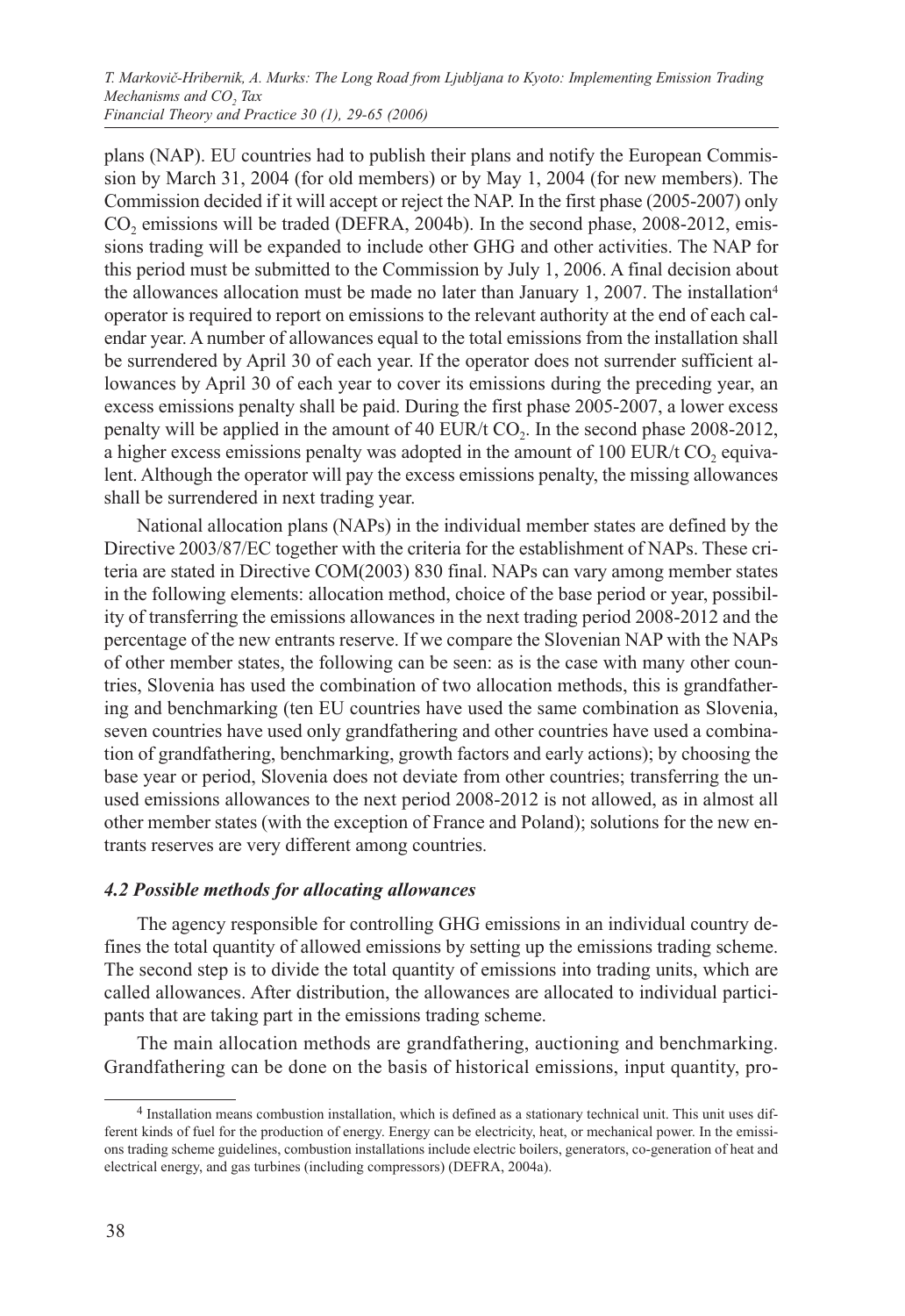plans (NAP). EU countries had to publish their plans and notify the European Commission by March 31, 2004 (for old members) or by May 1, 2004 (for new members). The Commission decided if it will accept or reject the NAP. In the first phase (2005-2007) only $CO_2$ emissions will be traded (DEFRA, 2004b). In the second phase, 2008-2012, emissions trading will be expanded to include other GHG and other activities. The NAP for this period must be submitted to the Commission by July 1, 2006. A final decision about the allowances allocation must be made no later than January 1, 2007. The installation[4] operator is required to report on emissions to the relevant authority at the end of each calendar year. A number of allowances equal to the total emissions from the installation shall be surrendered by April 30 of each year. If the operator does not surrender sufficient allowances by April 30 of each year to cover its emissions during the preceding year, an excess emissions penalty shall be paid. During the first phase 2005-2007, a lower excess penalty will be applied in the amount of 40 EUR/t $CO_2$. In the second phase 2008-2012, a higher excess emissions penalty was adopted in the amount of 100 EUR/t $CO_2$ equivalent. Although the operator will pay the excess emissions penalty, the missing allowances shall be surrendered in next trading year.

National allocation plans (NAPs) in the individual member states are defined by the Directive 2003/87/EC together with the criteria for the establishment of NAPs. These criteria are stated in Directive COM(2003) 830 final. NAPs can vary among member states in the following elements: allocation method, choice of the base period or year, possibility of transferring the emissions allowances in the next trading period 2008-2012 and the percentage of the new entrants reserve. If we compare the Slovenian NAP with the NAPs of other member states, the following can be seen: as is the case with many other countries, Slovenia has used the combination of two allocation methods, this is grandfathering and benchmarking (ten EU countries have used the same combination as Slovenia, seven countries have used only grandfathering and other countries have used a combination of grandfathering, benchmarking, growth factors and early actions); by choosing the base year or period, Slovenia does not deviate from other countries; transferring the unused emissions allowances to the next period 2008-2012 is not allowed, as in almost all other member states (with the exception of France and Poland); solutions for the new entrants reserves are very different among countries.

### *4.2 Possible methods for allocating allowances*

The agency responsible for controlling GHG emissions in an individual country defines the total quantity of allowed emissions by setting up the emissions trading scheme. The second step is to divide the total quantity of emissions into trading units, which are called allowances. After distribution, the allowances are allocated to individual participants that are taking part in the emissions trading scheme.

The main allocation methods are grandfathering, auctioning and benchmarking. Grandfathering can be done on the basis of historical emissions, input quantity, pro-

[4] Installation means combustion installation, which is defined as a stationary technical unit. This unit uses different kinds of fuel for the production of energy. Energy can be electricity, heat, or mechanical power. In the emissions trading scheme guidelines, combustion installations include electric boilers, generators, co-generation of heat and electrical energy, and gas turbines (including compressors) (DEFRA, 2004a).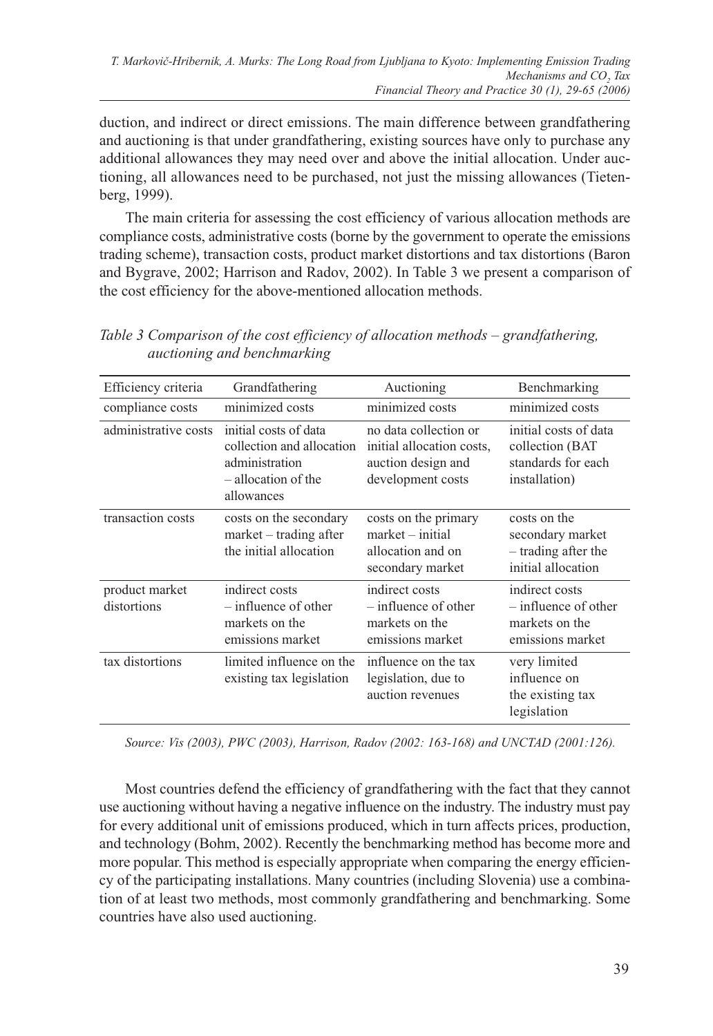duction, and indirect or direct emissions. The main difference between grandfathering and auctioning is that under grandfathering, existing sources have only to purchase any additional allowances they may need over and above the initial allocation. Under auctioning, all allowances need to be purchased, not just the missing allowances (Tietenberg, 1999).

The main criteria for assessing the cost efficiency of various allocation methods are compliance costs, administrative costs (borne by the government to operate the emissions trading scheme), transaction costs, product market distortions and tax distortions (Baron and Bygrave, 2002; Harrison and Radov, 2002). In Table 3 we present a comparison of the cost efficiency for the above-mentioned allocation methods.

*Table 3 Comparison of the cost efficiency of allocation methods – grandfathering, auctioning and benchmarking*

| Efficiency criteria | Grandfathering | Auctioning | Benchmarking |
|---|---|---|---|
| compliance costs | minimized costs | minimized costs | minimized costs |
| administrative costs | initial costs of data collection and allocation administration – allocation of the allowances | no data collection or initial allocation costs, auction design and development costs | initial costs of data collection (BAT standards for each installation) |
| transaction costs | costs on the secondary market – trading after the initial allocation | costs on the primary market – initial allocation and on secondary market | costs on the secondary market – trading after the initial allocation |
| product market distortions | indirect costs – influence of other markets on the emissions market | indirect costs – influence of other markets on the emissions market | indirect costs – influence of other markets on the emissions market |
| tax distortions | limited influence on the existing tax legislation | influence on the tax legislation, due to auction revenues | very limited influence on the existing tax legislation |

*Source: Vis (2003), PWC (2003), Harrison, Radov (2002: 163-168) and UNCTAD (2001:126).*

Most countries defend the efficiency of grandfathering with the fact that they cannot use auctioning without having a negative influence on the industry. The industry must pay for every additional unit of emissions produced, which in turn affects prices, production, and technology (Bohm, 2002). Recently the benchmarking method has become more and more popular. This method is especially appropriate when comparing the energy efficiency of the participating installations. Many countries (including Slovenia) use a combination of at least two methods, most commonly grandfathering and benchmarking. Some countries have also used auctioning.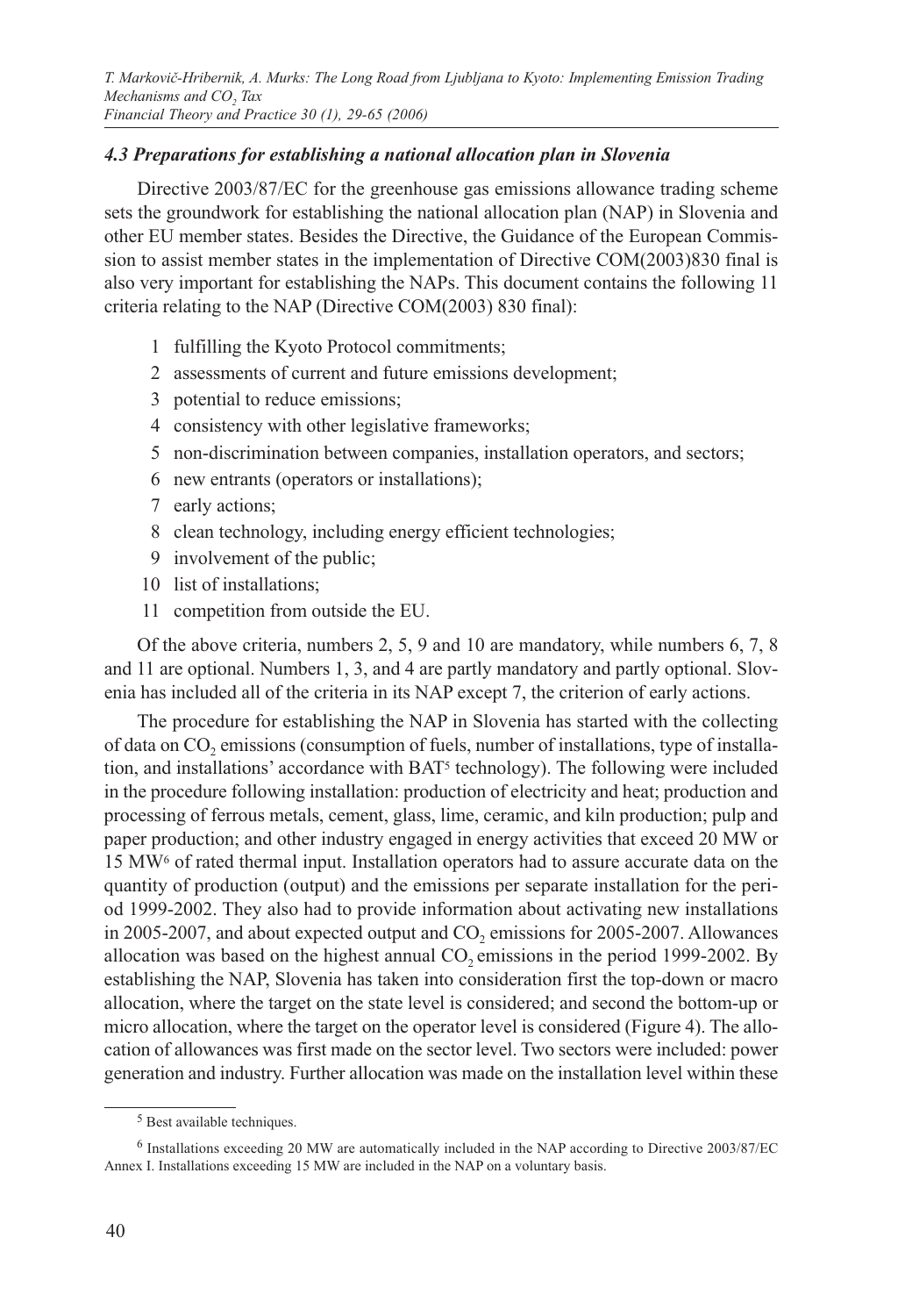### *4.3 Preparations for establishing a national allocation plan in Slovenia*

Directive 2003/87/EC for the greenhouse gas emissions allowance trading scheme sets the groundwork for establishing the national allocation plan (NAP) in Slovenia and other EU member states. Besides the Directive, the Guidance of the European Commission to assist member states in the implementation of Directive COM(2003)830 final is also very important for establishing the NAPs. This document contains the following 11 criteria relating to the NAP (Directive COM(2003) 830 final):

1. fulfilling the Kyoto Protocol commitments;
2. assessments of current and future emissions development;
3. potential to reduce emissions;
4. consistency with other legislative frameworks;
5. non-discrimination between companies, installation operators, and sectors;
6. new entrants (operators or installations);
7. early actions;
8. clean technology, including energy efficient technologies;
9. involvement of the public;
10. list of installations;
11. competition from outside the EU.

Of the above criteria, numbers 2, 5, 9 and 10 are mandatory, while numbers 6, 7, 8 and 11 are optional. Numbers 1, 3, and 4 are partly mandatory and partly optional. Slovenia has included all of the criteria in its NAP except 7, the criterion of early actions.

The procedure for establishing the NAP in Slovenia has started with the collecting of data on $CO_2$ emissions (consumption of fuels, number of installations, type of installation, and installations' accordance with BAT[5] technology). The following were included in the procedure following installation: production of electricity and heat; production and processing of ferrous metals, cement, glass, lime, ceramic, and kiln production; pulp and paper production; and other industry engaged in energy activities that exceed 20 MW or 15 MW[6] of rated thermal input. Installation operators had to assure accurate data on the quantity of production (output) and the emissions per separate installation for the period 1999-2002. They also had to provide information about activating new installations in 2005-2007, and about expected output and $CO_2$ emissions for 2005-2007. Allowances allocation was based on the highest annual $CO_2$ emissions in the period 1999-2002. By establishing the NAP, Slovenia has taken into consideration first the top-down or macro allocation, where the target on the state level is considered; and second the bottom-up or micro allocation, where the target on the operator level is considered (Figure 4). The allocation of allowances was first made on the sector level. Two sectors were included: power generation and industry. Further allocation was made on the installation level within these

[5] Best available techniques.

[6] Installations exceeding 20 MW are automatically included in the NAP according to Directive 2003/87/EC Annex I. Installations exceeding 15 MW are included in the NAP on a voluntary basis.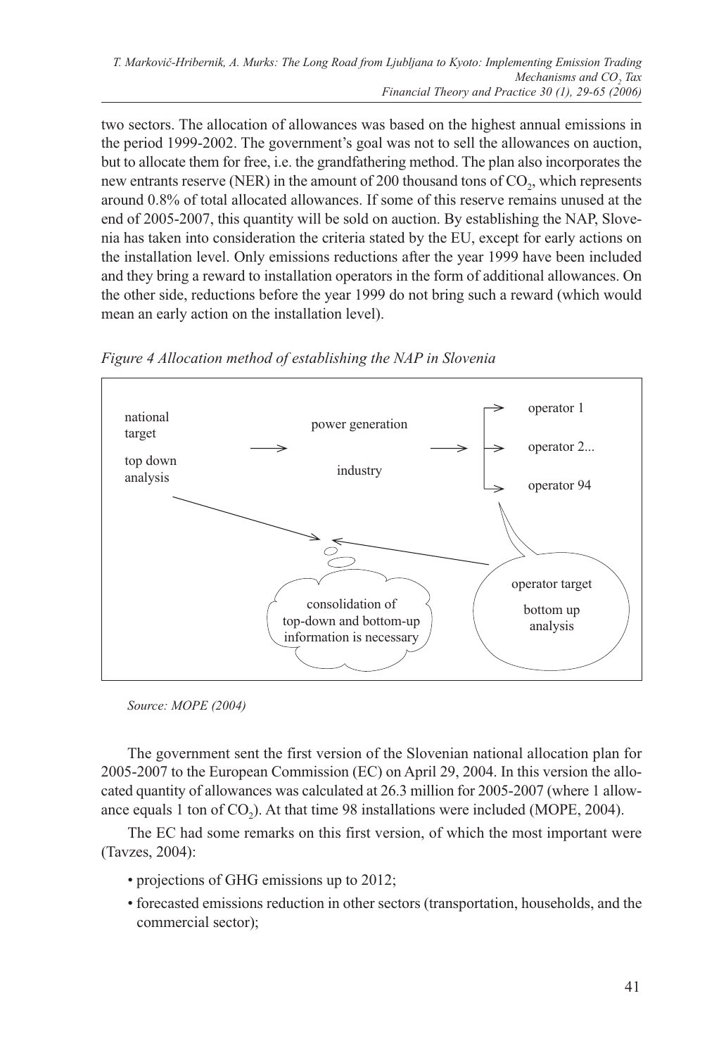two sectors. The allocation of allowances was based on the highest annual emissions in the period 1999-2002. The government's goal was not to sell the allowances on auction, but to allocate them for free, i.e. the grandfathering method. The plan also incorporates the new entrants reserve (NER) in the amount of 200 thousand tons of $CO_2$, which represents around 0.8% of total allocated allowances. If some of this reserve remains unused at the end of 2005-2007, this quantity will be sold on auction. By establishing the NAP, Slovenia has taken into consideration the criteria stated by the EU, except for early actions on the installation level. Only emissions reductions after the year 1999 have been included and they bring a reward to installation operators in the form of additional allowances. On the other side, reductions before the year 1999 do not bring such a reward (which would mean an early action on the installation level).

*Figure 4 Allocation method of establishing the NAP in Slovenia*

national target

top down analysis

power generation

industry

operator 1

operator 2...

operator 94

operator target

bottom up analysis

consolidation of top-down and bottom-up information is necessary

*Source: MOPE (2004)*

The government sent the first version of the Slovenian national allocation plan for 2005-2007 to the European Commission (EC) on April 29, 2004. In this version the allocated quantity of allowances was calculated at 26.3 million for 2005-2007 (where 1 allowance equals 1 ton of $CO_2$). At that time 98 installations were included (MOPE, 2004).

The EC had some remarks on this first version, of which the most important were (Tavzes, 2004):

- projections of GHG emissions up to 2012;
- forecasted emissions reduction in other sectors (transportation, households, and the commercial sector);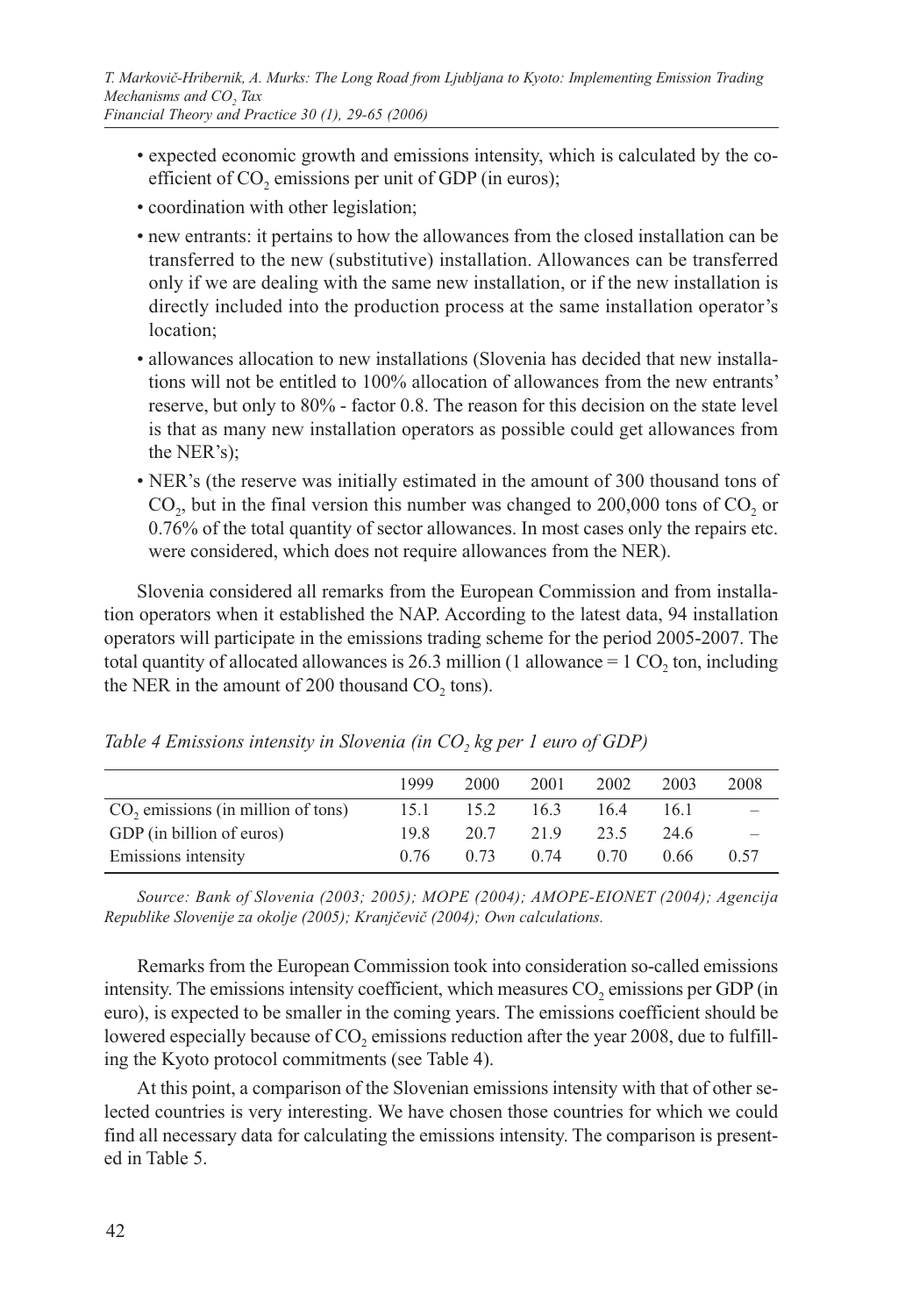- expected economic growth and emissions intensity, which is calculated by the coefficient of $CO_2$ emissions per unit of GDP (in euros);
- coordination with other legislation;
- new entrants: it pertains to how the allowances from the closed installation can be transferred to the new (substitutive) installation. Allowances can be transferred only if we are dealing with the same new installation, or if the new installation is directly included into the production process at the same installation operator's location;
- allowances allocation to new installations (Slovenia has decided that new installations will not be entitled to 100% allocation of allowances from the new entrants' reserve, but only to 80% - factor 0.8. The reason for this decision on the state level is that as many new installation operators as possible could get allowances from the NER's);
- NER's (the reserve was initially estimated in the amount of 300 thousand tons of $CO_2$, but in the final version this number was changed to 200,000 tons of $CO_2$ or 0.76% of the total quantity of sector allowances. In most cases only the repairs etc. were considered, which does not require allowances from the NER).

Slovenia considered all remarks from the European Commission and from installation operators when it established the NAP. According to the latest data, 94 installation operators will participate in the emissions trading scheme for the period 2005-2007. The total quantity of allocated allowances is 26.3 million (1 allowance = 1 $CO_2$ ton, including the NER in the amount of 200 thousand $CO_2$ tons).

*Table 4 Emissions intensity in Slovenia (in $CO_2$ kg per 1 euro of GDP)*

| | 1999 | 2000 | 2001 | 2002 | 2003 | 2008 |
|---|---|---|---|---|---|---|
| $CO_2$ emissions (in million of tons) | 15.1 | 15.2 | 16.3 | 16.4 | 16.1 | – |
| GDP (in billion of euros) | 19.8 | 20.7 | 21.9 | 23.5 | 24.6 | – |
| Emissions intensity | 0.76 | 0.73 | 0.74 | 0.70 | 0.66 | 0.57 |

*Source: Bank of Slovenia (2003; 2005); MOPE (2004); AMOPE-EIONET (2004); Agencija Republike Slovenije za okolje (2005); Kranjčević (2004); Own calculations.*

Remarks from the European Commission took into consideration so-called emissions intensity. The emissions intensity coefficient, which measures $CO_2$ emissions per GDP (in euro), is expected to be smaller in the coming years. The emissions coefficient should be lowered especially because of $CO_2$ emissions reduction after the year 2008, due to fulfilling the Kyoto protocol commitments (see Table 4).

At this point, a comparison of the Slovenian emissions intensity with that of other selected countries is very interesting. We have chosen those countries for which we could find all necessary data for calculating the emissions intensity. The comparison is presented in Table 5.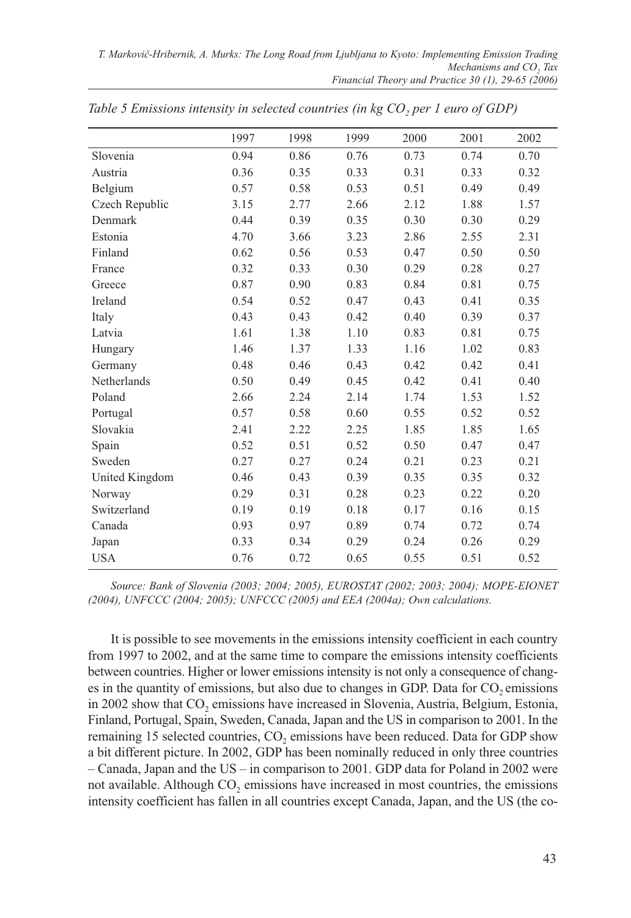*Table 5 Emissions intensity in selected countries (in kg $CO_2$ per 1 euro of GDP)*

| | 1997 | 1998 | 1999 | 2000 | 2001 | 2002 |
|---|---|---|---|---|---|---|
| Slovenia | 0.94 | 0.86 | 0.76 | 0.73 | 0.74 | 0.70 |
| Austria | 0.36 | 0.35 | 0.33 | 0.31 | 0.33 | 0.32 |
| Belgium | 0.57 | 0.58 | 0.53 | 0.51 | 0.49 | 0.49 |
| Czech Republic | 3.15 | 2.77 | 2.66 | 2.12 | 1.88 | 1.57 |
| Denmark | 0.44 | 0.39 | 0.35 | 0.30 | 0.30 | 0.29 |
| Estonia | 4.70 | 3.66 | 3.23 | 2.86 | 2.55 | 2.31 |
| Finland | 0.62 | 0.56 | 0.53 | 0.47 | 0.50 | 0.50 |
| France | 0.32 | 0.33 | 0.30 | 0.29 | 0.28 | 0.27 |
| Greece | 0.87 | 0.90 | 0.83 | 0.84 | 0.81 | 0.75 |
| Ireland | 0.54 | 0.52 | 0.47 | 0.43 | 0.41 | 0.35 |
| Italy | 0.43 | 0.43 | 0.42 | 0.40 | 0.39 | 0.37 |
| Latvia | 1.61 | 1.38 | 1.10 | 0.83 | 0.81 | 0.75 |
| Hungary | 1.46 | 1.37 | 1.33 | 1.16 | 1.02 | 0.83 |
| Germany | 0.48 | 0.46 | 0.43 | 0.42 | 0.42 | 0.41 |
| Netherlands | 0.50 | 0.49 | 0.45 | 0.42 | 0.41 | 0.40 |
| Poland | 2.66 | 2.24 | 2.14 | 1.74 | 1.53 | 1.52 |
| Portugal | 0.57 | 0.58 | 0.60 | 0.55 | 0.52 | 0.52 |
| Slovakia | 2.41 | 2.22 | 2.25 | 1.85 | 1.85 | 1.65 |
| Spain | 0.52 | 0.51 | 0.52 | 0.50 | 0.47 | 0.47 |
| Sweden | 0.27 | 0.27 | 0.24 | 0.21 | 0.23 | 0.21 |
| United Kingdom | 0.46 | 0.43 | 0.39 | 0.35 | 0.35 | 0.32 |
| Norway | 0.29 | 0.31 | 0.28 | 0.23 | 0.22 | 0.20 |
| Switzerland | 0.19 | 0.19 | 0.18 | 0.17 | 0.16 | 0.15 |
| Canada | 0.93 | 0.97 | 0.89 | 0.74 | 0.72 | 0.74 |
| Japan | 0.33 | 0.34 | 0.29 | 0.24 | 0.26 | 0.29 |
| USA | 0.76 | 0.72 | 0.65 | 0.55 | 0.51 | 0.52 |

*Source: Bank of Slovenia (2003; 2004; 2005), EUROSTAT (2002; 2003; 2004); MOPE-EIONET (2004), UNFCCC (2004; 2005); UNFCCC (2005) and EEA (2004a); Own calculations.*

It is possible to see movements in the emissions intensity coefficient in each country from 1997 to 2002, and at the same time to compare the emissions intensity coefficients between countries. Higher or lower emissions intensity is not only a consequence of changes in the quantity of emissions, but also due to changes in GDP. Data for $CO_2$ emissions in 2002 show that $CO_2$ emissions have increased in Slovenia, Austria, Belgium, Estonia, Finland, Portugal, Spain, Sweden, Canada, Japan and the US in comparison to 2001. In the remaining 15 selected countries, $CO_2$ emissions have been reduced. Data for GDP show a bit different picture. In 2002, GDP has been nominally reduced in only three countries – Canada, Japan and the US – in comparison to 2001. GDP data for Poland in 2002 were not available. Although $CO_2$ emissions have increased in most countries, the emissions intensity coefficient has fallen in all countries except Canada, Japan, and the US (the co-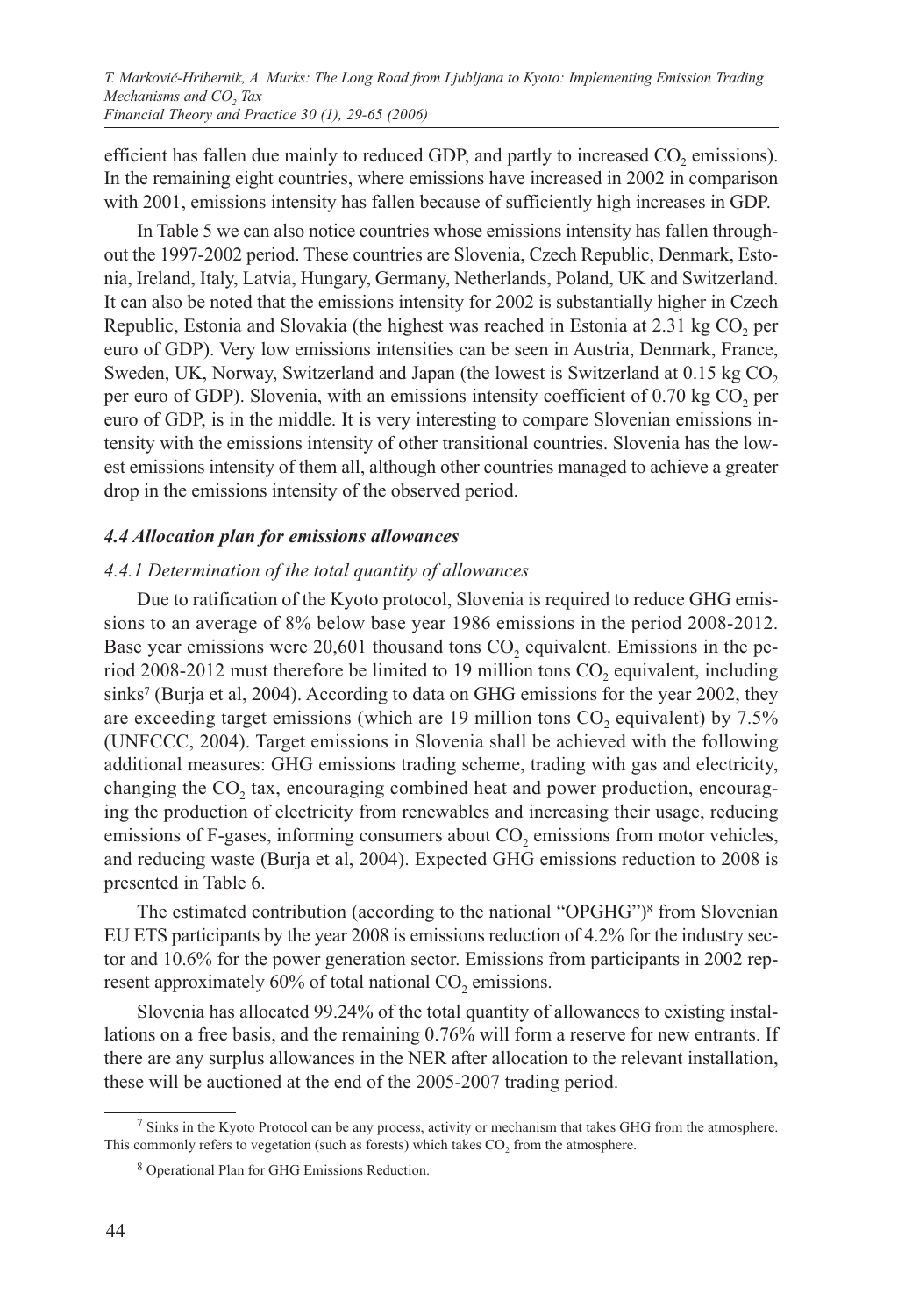efficient has fallen due mainly to reduced GDP, and partly to increased $CO_2$ emissions). In the remaining eight countries, where emissions have increased in 2002 in comparison with 2001, emissions intensity has fallen because of sufficiently high increases in GDP.

In Table 5 we can also notice countries whose emissions intensity has fallen throughout the 1997-2002 period. These countries are Slovenia, Czech Republic, Denmark, Estonia, Ireland, Italy, Latvia, Hungary, Germany, Netherlands, Poland, UK and Switzerland. It can also be noted that the emissions intensity for 2002 is substantially higher in Czech Republic, Estonia and Slovakia (the highest was reached in Estonia at 2.31 kg $CO_2$ per euro of GDP). Very low emissions intensities can be seen in Austria, Denmark, France, Sweden, UK, Norway, Switzerland and Japan (the lowest is Switzerland at 0.15 kg $CO_2$ per euro of GDP). Slovenia, with an emissions intensity coefficient of 0.70 kg $CO_2$ per euro of GDP, is in the middle. It is very interesting to compare Slovenian emissions intensity with the emissions intensity of other transitional countries. Slovenia has the lowest emissions intensity of them all, although other countries managed to achieve a greater drop in the emissions intensity of the observed period.

### *4.4 Allocation plan for emissions allowances*

#### *4.4.1 Determination of the total quantity of allowances*

Due to ratification of the Kyoto protocol, Slovenia is required to reduce GHG emissions to an average of 8% below base year 1986 emissions in the period 2008-2012. Base year emissions were 20,601 thousand tons $CO_2$ equivalent. Emissions in the period 2008-2012 must therefore be limited to 19 million tons $CO_2$ equivalent, including sinks[7] (Burja et al, 2004). According to data on GHG emissions for the year 2002, they are exceeding target emissions (which are 19 million tons $CO_2$ equivalent) by 7.5% (UNFCCC, 2004). Target emissions in Slovenia shall be achieved with the following additional measures: GHG emissions trading scheme, trading with gas and electricity, changing the $CO_2$ tax, encouraging combined heat and power production, encouraging the production of electricity from renewables and increasing their usage, reducing emissions of F-gases, informing consumers about $CO_2$ emissions from motor vehicles, and reducing waste (Burja et al, 2004). Expected GHG emissions reduction to 2008 is presented in Table 6.

The estimated contribution (according to the national "OPGHG")[8] from Slovenian EU ETS participants by the year 2008 is emissions reduction of 4.2% for the industry sector and 10.6% for the power generation sector. Emissions from participants in 2002 represent approximately 60% of total national $CO_2$ emissions.

Slovenia has allocated 99.24% of the total quantity of allowances to existing installations on a free basis, and the remaining 0.76% will form a reserve for new entrants. If there are any surplus allowances in the NER after allocation to the relevant installation, these will be auctioned at the end of the 2005-2007 trading period.

---

[7] Sinks in the Kyoto Protocol can be any process, activity or mechanism that takes GHG from the atmosphere. This commonly refers to vegetation (such as forests) which takes $CO_2$ from the atmosphere.

[8] Operational Plan for GHG Emissions Reduction.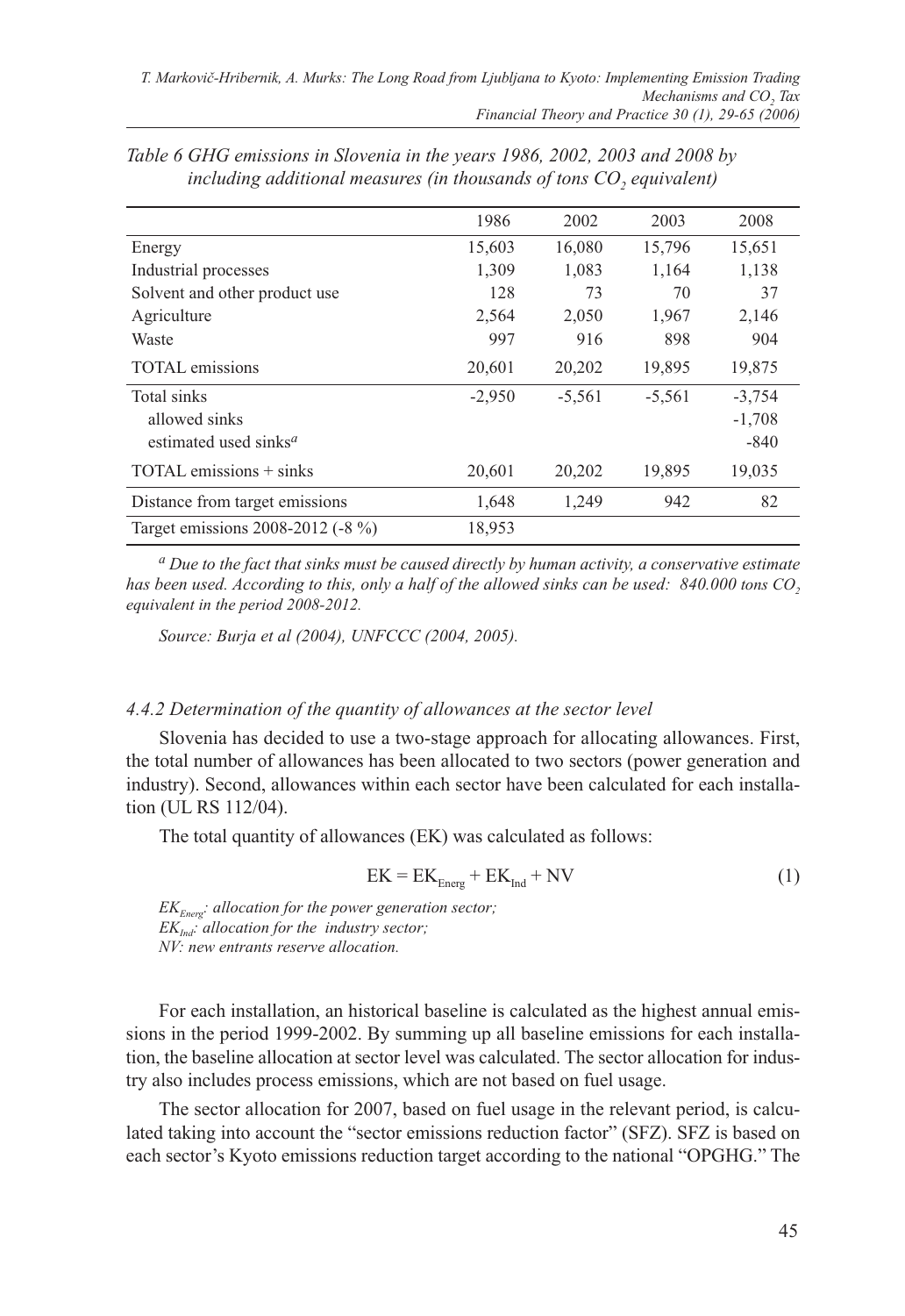*Table 6 GHG emissions in Slovenia in the years 1986, 2002, 2003 and 2008 by including additional measures (in thousands of tons $CO_2$ equivalent)*

| | 1986 | 2002 | 2003 | 2008 |
|---|---|---|---|---|
| Energy | 15,603 | 16,080 | 15,796 | 15,651 |
| Industrial processes | 1,309 | 1,083 | 1,164 | 1,138 |
| Solvent and other product use | 128 | 73 | 70 | 37 |
| Agriculture | 2,564 | 2,050 | 1,967 | 2,146 |
| Waste | 997 | 916 | 898 | 904 |
| TOTAL emissions | 20,601 | 20,202 | 19,895 | 19,875 |
| Total sinks | -2,950 | -5,561 | -5,561 | -3,754 |
| allowed sinks | | | | -1,708 |
| estimated used sinks[a] | | | | -840 |
| TOTAL emissions + sinks | 20,601 | 20,202 | 19,895 | 19,035 |
| Distance from target emissions | 1,648 | 1,249 | 942 | 82 |
| Target emissions 2008-2012 (-8 %) | 18,953 | | | |

[a] *Due to the fact that sinks must be caused directly by human activity, a conservative estimate has been used. According to this, only a half of the allowed sinks can be used: 840.000 tons $CO_2$ equivalent in the period 2008-2012.*

*Source: Burja et al (2004), UNFCCC (2004, 2005).*

#### *4.4.2 Determination of the quantity of allowances at the sector level*

Slovenia has decided to use a two-stage approach for allocating allowances. First, the total number of allowances has been allocated to two sectors (power generation and industry). Second, allowances within each sector have been calculated for each installation (UL RS 112/04).

The total quantity of allowances (EK) was calculated as follows:

$$EK = EK_{Energ} + EK_{Ind} + NV \tag{1}$$

*$EK_{Energ}$: allocation for the power generation sector;*
*$EK_{Ind}$: allocation for the industry sector;*
*NV: new entrants reserve allocation.*

For each installation, an historical baseline is calculated as the highest annual emissions in the period 1999-2002. By summing up all baseline emissions for each installation, the baseline allocation at sector level was calculated. The sector allocation for industry also includes process emissions, which are not based on fuel usage.

The sector allocation for 2007, based on fuel usage in the relevant period, is calculated taking into account the "sector emissions reduction factor" (SFZ). SFZ is based on each sector's Kyoto emissions reduction target according to the national "OPGHG." The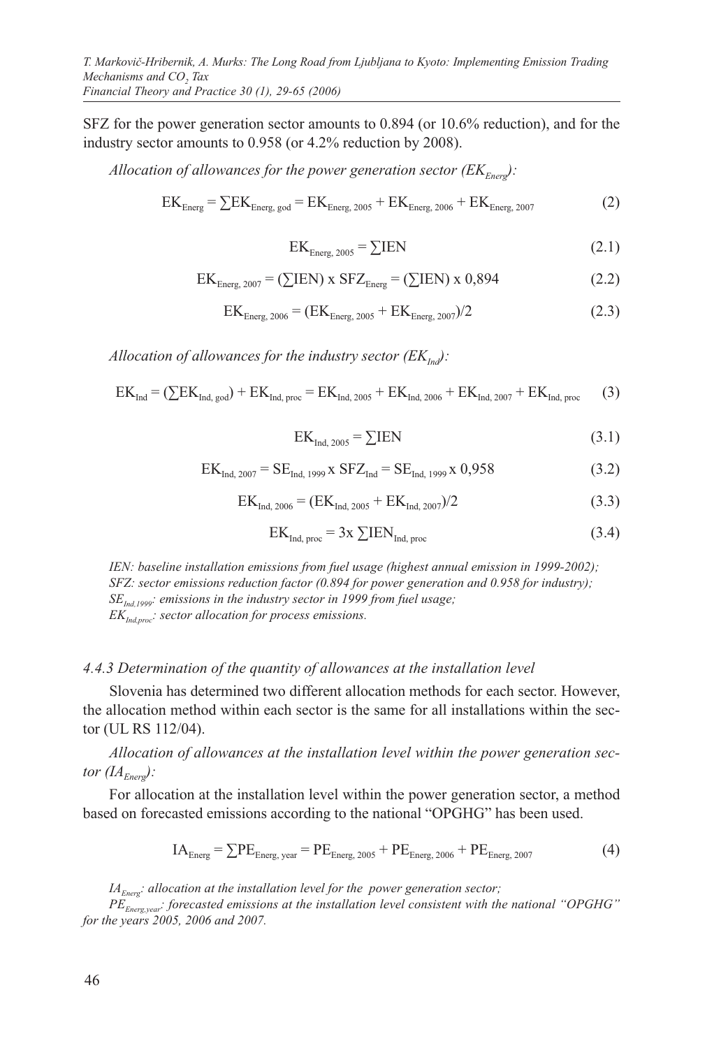SFZ for the power generation sector amounts to 0.894 (or 10.6% reduction), and for the industry sector amounts to 0.958 (or 4.2% reduction by 2008).

*Allocation of allowances for the power generation sector ($EK_{Energ}$):*

$$EK_{Energ} = \sum EK_{Energ,\,god} = EK_{Energ,\,2005} + EK_{Energ,\,2006} + EK_{Energ,\,2007} \tag{2}$$

$$EK_{Energ,\,2005} = \sum IEN \tag{2.1}$$

$$EK_{Energ,\,2007} = (\sum IEN) \text{ x } SFZ_{Energ} = (\sum IEN) \text{ x } 0{,}894 \tag{2.2}$$

$$EK_{Energ,\,2006} = (EK_{Energ,\,2005} + EK_{Energ,\,2007})/2 \tag{2.3}$$

*Allocation of allowances for the industry sector ($EK_{Ind}$):*

$$EK_{Ind} = (\sum EK_{Ind,\,god}) + EK_{Ind,\,proc} = EK_{Ind,\,2005} + EK_{Ind,\,2006} + EK_{Ind,\,2007} + EK_{Ind,\,proc} \tag{3}$$

$$EK_{Ind,\,2005} = \sum IEN \tag{3.1}$$

$$EK_{Ind,\,2007} = SE_{Ind,\,1999} \text{ x } SFZ_{Ind} = SE_{Ind,\,1999} \text{ x } 0{,}958 \tag{3.2}$$

$$EK_{Ind,\,2006} = (EK_{Ind,\,2005} + EK_{Ind,\,2007})/2 \tag{3.3}$$

$$EK_{Ind,\,proc} = 3\text{x} \sum IEN_{Ind,\,proc} \tag{3.4}$$

*IEN: baseline installation emissions from fuel usage (highest annual emission in 1999-2002);*
*SFZ: sector emissions reduction factor (0.894 for power generation and 0.958 for industry);*
*$SE_{Ind,1999}$: emissions in the industry sector in 1999 from fuel usage;*
*$EK_{Ind,proc}$: sector allocation for process emissions.*

### *4.4.3 Determination of the quantity of allowances at the installation level*

Slovenia has determined two different allocation methods for each sector. However, the allocation method within each sector is the same for all installations within the sector (UL RS 112/04).

*Allocation of allowances at the installation level within the power generation sector ($IA_{Energ}$):*

For allocation at the installation level within the power generation sector, a method based on forecasted emissions according to the national "OPGHG" has been used.

$$IA_{Energ} = \sum PE_{Energ,\,year} = PE_{Energ,\,2005} + PE_{Energ,\,2006} + PE_{Energ,\,2007} \tag{4}$$

*$IA_{Energ}$: allocation at the installation level for the power generation sector;*
*$PE_{Energ,year}$: forecasted emissions at the installation level consistent with the national "OPGHG" for the years 2005, 2006 and 2007.*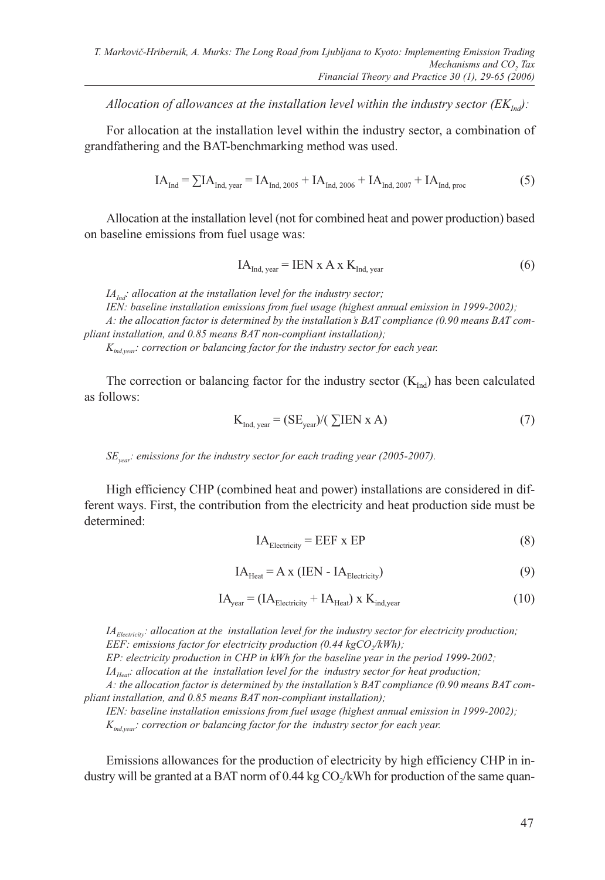*Allocation of allowances at the installation level within the industry sector ($EK_{Ind}$):*

For allocation at the installation level within the industry sector, a combination of grandfathering and the BAT-benchmarking method was used.

$$IA_{Ind} = \sum IA_{Ind,\,year} = IA_{Ind,\,2005} + IA_{Ind,\,2006} + IA_{Ind,\,2007} + IA_{Ind,\,proc} \tag{5}$$

Allocation at the installation level (not for combined heat and power production) based on baseline emissions from fuel usage was:

$$IA_{Ind,\,year} = IEN \text{ x } A \text{ x } K_{Ind,\,year} \tag{6}$$

*$IA_{Ind}$: allocation at the installation level for the industry sector;*

*IEN: baseline installation emissions from fuel usage (highest annual emission in 1999-2002);*

*A: the allocation factor is determined by the installation's BAT compliance (0.90 means BAT compliant installation, and 0.85 means BAT non-compliant installation);*

*$K_{ind,year}$: correction or balancing factor for the industry sector for each year.*

The correction or balancing factor for the industry sector ($K_{Ind}$) has been calculated as follows:

$$K_{Ind,\,year} = (SE_{year})/(\sum IEN \text{ x } A) \tag{7}$$

*$SE_{year}$: emissions for the industry sector for each trading year (2005-2007).*

High efficiency CHP (combined heat and power) installations are considered in different ways. First, the contribution from the electricity and heat production side must be determined:

$$IA_{Electricity} = EEF \text{ x } EP \tag{8}$$

$$IA_{Heat} = A \text{ x } (IEN - IA_{Electricity}) \tag{9}$$

$$IA_{year} = (IA_{Electricity} + IA_{Heat}) \text{ x } K_{ind,year} \tag{10}$$

*$IA_{Electricity}$: allocation at the installation level for the industry sector for electricity production;*

*EEF: emissions factor for electricity production (0.44 kg$CO_2$/kWh);*

*EP: electricity production in CHP in kWh for the baseline year in the period 1999-2002;*

*$IA_{Heat}$: allocation at the installation level for the industry sector for heat production;*

*A: the allocation factor is determined by the installation's BAT compliance (0.90 means BAT compliant installation, and 0.85 means BAT non-compliant installation);*

*IEN: baseline installation emissions from fuel usage (highest annual emission in 1999-2002);*

*$K_{ind,year}$: correction or balancing factor for the industry sector for each year.*

Emissions allowances for the production of electricity by high efficiency CHP in industry will be granted at a BAT norm of 0.44 kg $CO_2$/kWh for production of the same quan-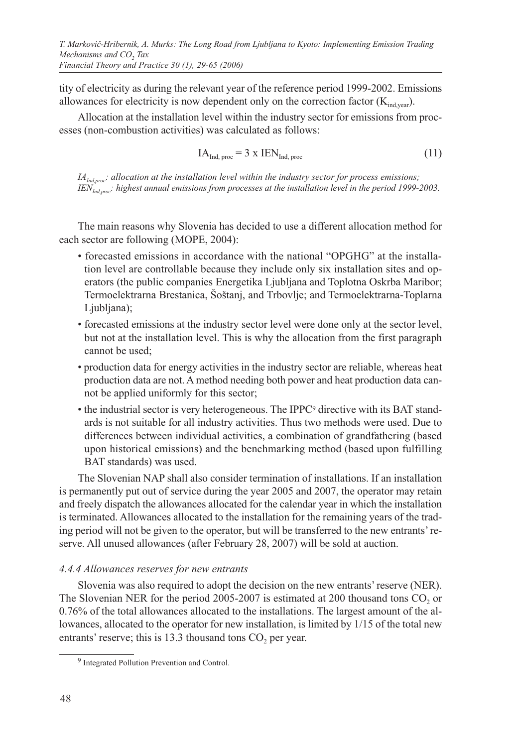tity of electricity as during the relevant year of the reference period 1999-2002. Emissions allowances for electricity is now dependent only on the correction factor ($K_{ind,year}$).

Allocation at the installation level within the industry sector for emissions from processes (non-combustion activities) was calculated as follows:

$$IA_{Ind,\,proc} = 3 \text{ x } IEN_{Ind,\,proc} \tag{11}$$

*$IA_{Ind,proc}$: allocation at the installation level within the industry sector for process emissions;*
*$IEN_{Ind,proc}$: highest annual emissions from processes at the installation level in the period 1999-2003.*

The main reasons why Slovenia has decided to use a different allocation method for each sector are following (MOPE, 2004):

- forecasted emissions in accordance with the national "OPGHG" at the installation level are controllable because they include only six installation sites and operators (the public companies Energetika Ljubljana and Toplotna Oskrba Maribor; Termoelektrarna Brestanica, Šoštanj, and Trbovlje; and Termoelektrarna-Toplarna Ljubljana);
- forecasted emissions at the industry sector level were done only at the sector level, but not at the installation level. This is why the allocation from the first paragraph cannot be used;
- production data for energy activities in the industry sector are reliable, whereas heat production data are not. A method needing both power and heat production data cannot be applied uniformly for this sector;
- the industrial sector is very heterogeneous. The IPPC[9] directive with its BAT standards is not suitable for all industry activities. Thus two methods were used. Due to differences between individual activities, a combination of grandfathering (based upon historical emissions) and the benchmarking method (based upon fulfilling BAT standards) was used.

The Slovenian NAP shall also consider termination of installations. If an installation is permanently put out of service during the year 2005 and 2007, the operator may retain and freely dispatch the allowances allocated for the calendar year in which the installation is terminated. Allowances allocated to the installation for the remaining years of the trading period will not be given to the operator, but will be transferred to the new entrants' reserve. All unused allowances (after February 28, 2007) will be sold at auction.

#### *4.4.4 Allowances reserves for new entrants*

Slovenia was also required to adopt the decision on the new entrants' reserve (NER). The Slovenian NER for the period 2005-2007 is estimated at 200 thousand tons $CO_2$ or 0.76% of the total allowances allocated to the installations. The largest amount of the allowances, allocated to the operator for new installation, is limited by 1/15 of the total new entrants' reserve; this is 13.3 thousand tons $CO_2$ per year.

---

[9] Integrated Pollution Prevention and Control.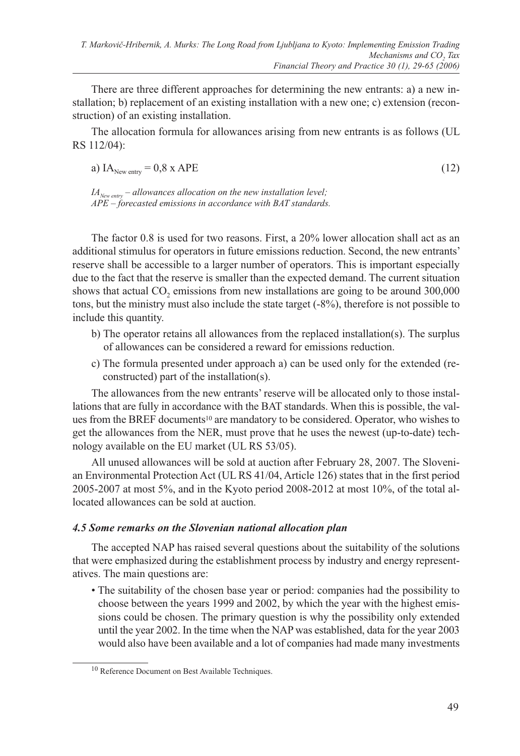There are three different approaches for determining the new entrants: a) a new installation; b) replacement of an existing installation with a new one; c) extension (reconstruction) of an existing installation.

The allocation formula for allowances arising from new entrants is as follows (UL RS 112/04):

$$\text{a) } IA_{New\ entry} = 0{,}8 \times APE \tag{12}$$

*$IA_{New\ entry}$ – allowances allocation on the new installation level;*
*APE – forecasted emissions in accordance with BAT standards.*

The factor 0.8 is used for two reasons. First, a 20% lower allocation shall act as an additional stimulus for operators in future emissions reduction. Second, the new entrants' reserve shall be accessible to a larger number of operators. This is important especially due to the fact that the reserve is smaller than the expected demand. The current situation shows that actual $CO_2$ emissions from new installations are going to be around 300,000 tons, but the ministry must also include the state target (-8%), therefore is not possible to include this quantity.

b) The operator retains all allowances from the replaced installation(s). The surplus of allowances can be considered a reward for emissions reduction.

c) The formula presented under approach a) can be used only for the extended (reconstructed) part of the installation(s).

The allowances from the new entrants' reserve will be allocated only to those installations that are fully in accordance with the BAT standards. When this is possible, the values from the BREF documents[10] are mandatory to be considered. Operator, who wishes to get the allowances from the NER, must prove that he uses the newest (up-to-date) technology available on the EU market (UL RS 53/05).

All unused allowances will be sold at auction after February 28, 2007. The Slovenian Environmental Protection Act (UL RS 41/04, Article 126) states that in the first period 2005-2007 at most 5%, and in the Kyoto period 2008-2012 at most 10%, of the total allocated allowances can be sold at auction.

### *4.5 Some remarks on the Slovenian national allocation plan*

The accepted NAP has raised several questions about the suitability of the solutions that were emphasized during the establishment process by industry and energy representatives. The main questions are:

- The suitability of the chosen base year or period: companies had the possibility to choose between the years 1999 and 2002, by which the year with the highest emissions could be chosen. The primary question is why the possibility only extended until the year 2002. In the time when the NAP was established, data for the year 2003 would also have been available and a lot of companies had made many investments

[10] Reference Document on Best Available Techniques.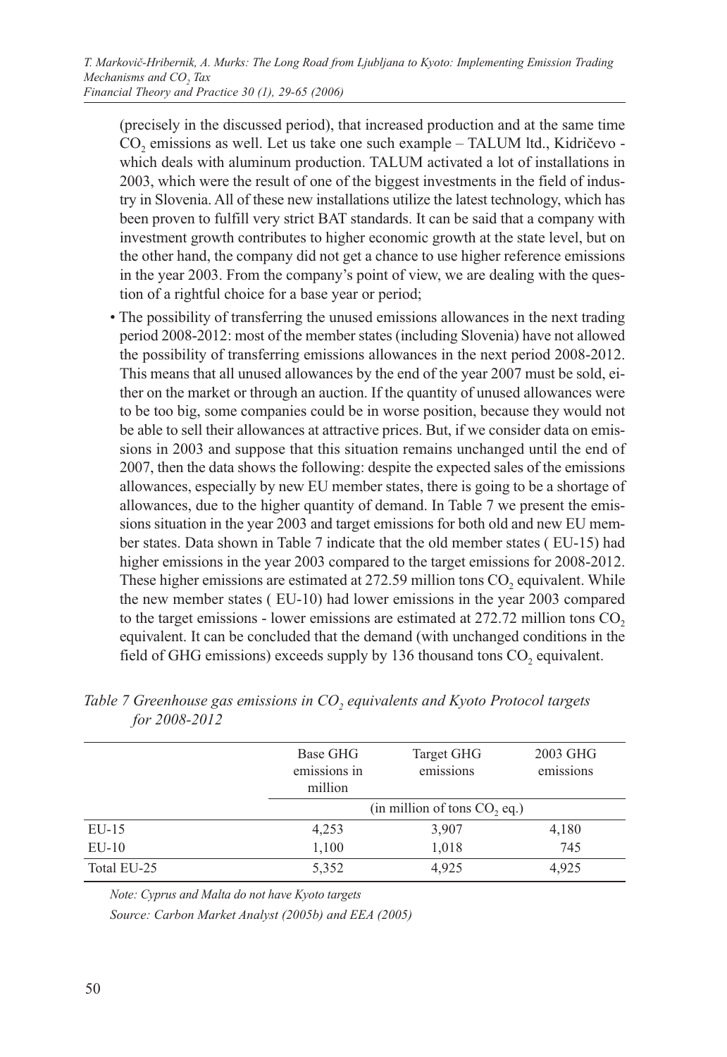(precisely in the discussed period), that increased production and at the same time $CO_2$ emissions as well. Let us take one such example – TALUM ltd., Kidričevo - which deals with aluminum production. TALUM activated a lot of installations in 2003, which were the result of one of the biggest investments in the field of industry in Slovenia. All of these new installations utilize the latest technology, which has been proven to fulfill very strict BAT standards. It can be said that a company with investment growth contributes to higher economic growth at the state level, but on the other hand, the company did not get a chance to use higher reference emissions in the year 2003. From the company's point of view, we are dealing with the question of a rightful choice for a base year or period;

- The possibility of transferring the unused emissions allowances in the next trading period 2008-2012: most of the member states (including Slovenia) have not allowed the possibility of transferring emissions allowances in the next period 2008-2012. This means that all unused allowances by the end of the year 2007 must be sold, either on the market or through an auction. If the quantity of unused allowances were to be too big, some companies could be in worse position, because they would not be able to sell their allowances at attractive prices. But, if we consider data on emissions in 2003 and suppose that this situation remains unchanged until the end of 2007, then the data shows the following: despite the expected sales of the emissions allowances, especially by new EU member states, there is going to be a shortage of allowances, due to the higher quantity of demand. In Table 7 we present the emissions situation in the year 2003 and target emissions for both old and new EU member states. Data shown in Table 7 indicate that the old member states ( EU-15) had higher emissions in the year 2003 compared to the target emissions for 2008-2012. These higher emissions are estimated at 272.59 million tons $CO_2$ equivalent. While the new member states ( EU-10) had lower emissions in the year 2003 compared to the target emissions - lower emissions are estimated at 272.72 million tons $CO_2$ equivalent. It can be concluded that the demand (with unchanged conditions in the field of GHG emissions) exceeds supply by 136 thousand tons $CO_2$ equivalent.

*Table 7 Greenhouse gas emissions in $CO_2$ equivalents and Kyoto Protocol targets for 2008-2012*

| | Base GHG emissions in million | Target GHG emissions | 2003 GHG emissions |
|---|---|---|---|
| | (in million of tons $CO_2$ eq.) | | |
| EU-15 | 4,253 | 3,907 | 4,180 |
| EU-10 | 1,100 | 1,018 | 745 |
| Total EU-25 | 5,352 | 4,925 | 4,925 |

*Note: Cyprus and Malta do not have Kyoto targets*

*Source: Carbon Market Analyst (2005b) and EEA (2005)*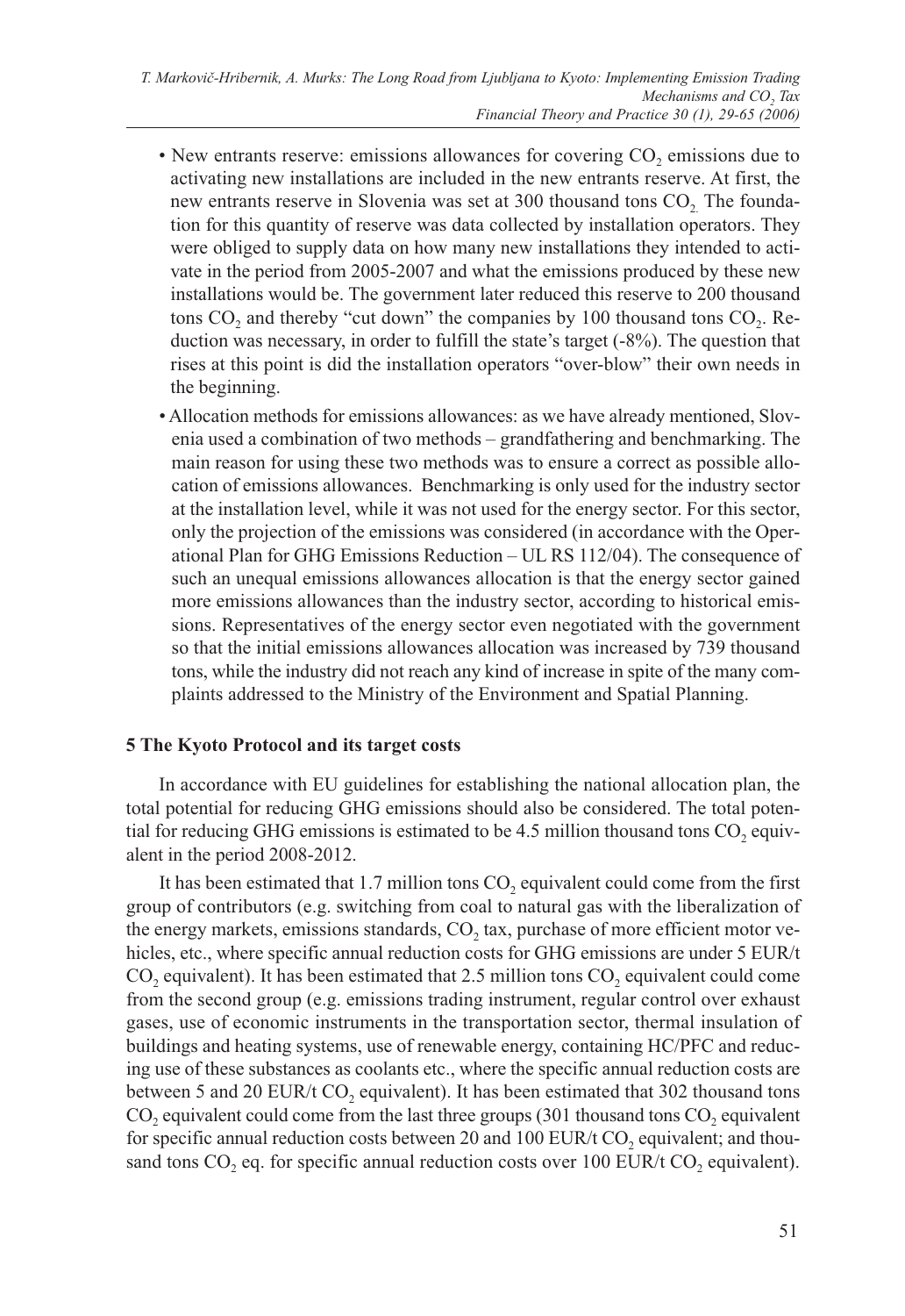- New entrants reserve: emissions allowances for covering $CO_2$ emissions due to activating new installations are included in the new entrants reserve. At first, the new entrants reserve in Slovenia was set at 300 thousand tons $CO_2$. The foundation for this quantity of reserve was data collected by installation operators. They were obliged to supply data on how many new installations they intended to activate in the period from 2005-2007 and what the emissions produced by these new installations would be. The government later reduced this reserve to 200 thousand tons $CO_2$ and thereby "cut down" the companies by 100 thousand tons $CO_2$. Reduction was necessary, in order to fulfill the state's target (-8%). The question that rises at this point is did the installation operators "over-blow" their own needs in the beginning.
- Allocation methods for emissions allowances: as we have already mentioned, Slovenia used a combination of two methods – grandfathering and benchmarking. The main reason for using these two methods was to ensure a correct as possible allocation of emissions allowances. Benchmarking is only used for the industry sector at the installation level, while it was not used for the energy sector. For this sector, only the projection of the emissions was considered (in accordance with the Operational Plan for GHG Emissions Reduction – UL RS 112/04). The consequence of such an unequal emissions allowances allocation is that the energy sector gained more emissions allowances than the industry sector, according to historical emissions. Representatives of the energy sector even negotiated with the government so that the initial emissions allowances allocation was increased by 739 thousand tons, while the industry did not reach any kind of increase in spite of the many complaints addressed to the Ministry of the Environment and Spatial Planning.

## 5 The Kyoto Protocol and its target costs

In accordance with EU guidelines for establishing the national allocation plan, the total potential for reducing GHG emissions should also be considered. The total potential for reducing GHG emissions is estimated to be 4.5 million thousand tons $CO_2$ equivalent in the period 2008-2012.

It has been estimated that 1.7 million tons $CO_2$ equivalent could come from the first group of contributors (e.g. switching from coal to natural gas with the liberalization of the energy markets, emissions standards, $CO_2$ tax, purchase of more efficient motor vehicles, etc., where specific annual reduction costs for GHG emissions are under 5 EUR/t $CO_2$ equivalent). It has been estimated that 2.5 million tons $CO_2$ equivalent could come from the second group (e.g. emissions trading instrument, regular control over exhaust gases, use of economic instruments in the transportation sector, thermal insulation of buildings and heating systems, use of renewable energy, containing HC/PFC and reducing use of these substances as coolants etc., where the specific annual reduction costs are between 5 and 20 EUR/t $CO_2$ equivalent). It has been estimated that 302 thousand tons $CO_2$ equivalent could come from the last three groups (301 thousand tons $CO_2$ equivalent for specific annual reduction costs between 20 and 100 EUR/t $CO_2$ equivalent; and thousand tons $CO_2$ eq. for specific annual reduction costs over 100 EUR/t $CO_2$ equivalent).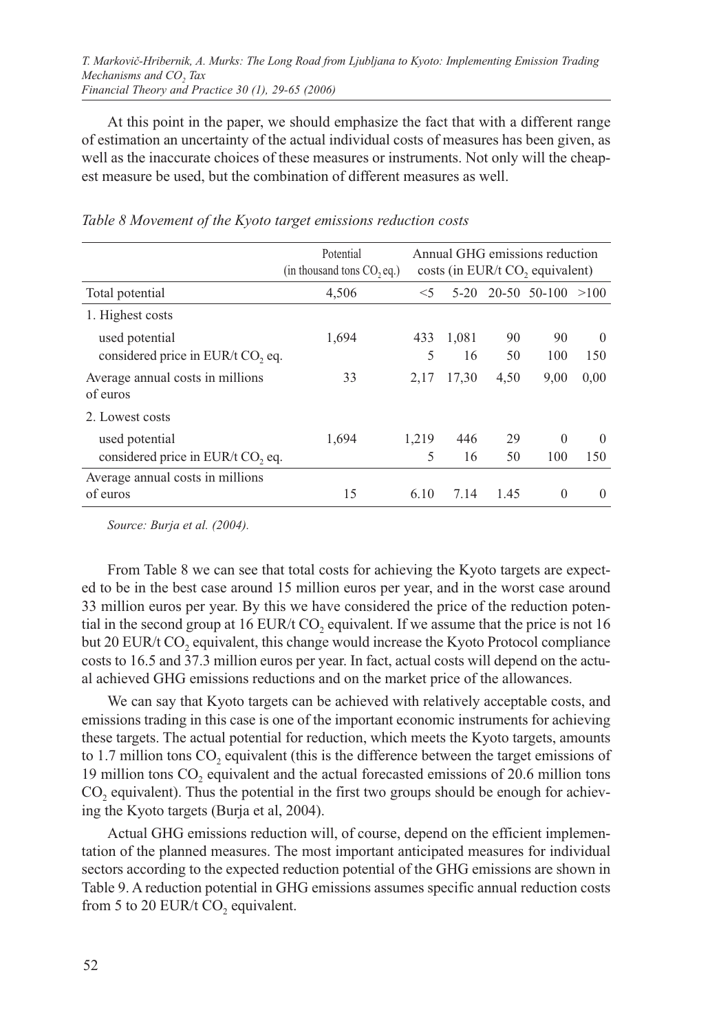At this point in the paper, we should emphasize the fact that with a different range of estimation an uncertainty of the actual individual costs of measures has been given, as well as the inaccurate choices of these measures or instruments. Not only will the cheapest measure be used, but the combination of different measures as well.

*Table 8 Movement of the Kyoto target emissions reduction costs*

| | Potential (in thousand tons $CO_2$ eq.) | Annual GHG emissions reduction costs (in EUR/t $CO_2$ equivalent) | | | | |
|---|---|---|---|---|---|---|
| Total potential | 4,506 | <5 | 5-20 | 20-50 | 50-100 | >100 |
| 1. Highest costs | | | | | | |
| used potential | 1,694 | 433 | 1,081 | 90 | 90 | 0 |
| considered price in EUR/t $CO_2$ eq. | | 5 | 16 | 50 | 100 | 150 |
| Average annual costs in millions of euros | 33 | 2,17 | 17,30 | 4,50 | 9,00 | 0,00 |
| 2. Lowest costs | | | | | | |
| used potential | 1,694 | 1,219 | 446 | 29 | 0 | 0 |
| considered price in EUR/t $CO_2$ eq. | | 5 | 16 | 50 | 100 | 150 |
| Average annual costs in millions of euros | 15 | 6.10 | 7.14 | 1.45 | 0 | 0 |

*Source: Burja et al. (2004).*

From Table 8 we can see that total costs for achieving the Kyoto targets are expected to be in the best case around 15 million euros per year, and in the worst case around 33 million euros per year. By this we have considered the price of the reduction potential in the second group at 16 EUR/t $CO_2$ equivalent. If we assume that the price is not 16 but 20 EUR/t $CO_2$ equivalent, this change would increase the Kyoto Protocol compliance costs to 16.5 and 37.3 million euros per year. In fact, actual costs will depend on the actual achieved GHG emissions reductions and on the market price of the allowances.

We can say that Kyoto targets can be achieved with relatively acceptable costs, and emissions trading in this case is one of the important economic instruments for achieving these targets. The actual potential for reduction, which meets the Kyoto targets, amounts to 1.7 million tons $CO_2$ equivalent (this is the difference between the target emissions of 19 million tons $CO_2$ equivalent and the actual forecasted emissions of 20.6 million tons $CO_2$ equivalent). Thus the potential in the first two groups should be enough for achieving the Kyoto targets (Burja et al, 2004).

Actual GHG emissions reduction will, of course, depend on the efficient implementation of the planned measures. The most important anticipated measures for individual sectors according to the expected reduction potential of the GHG emissions are shown in Table 9. A reduction potential in GHG emissions assumes specific annual reduction costs from 5 to 20 EUR/t $CO_2$ equivalent.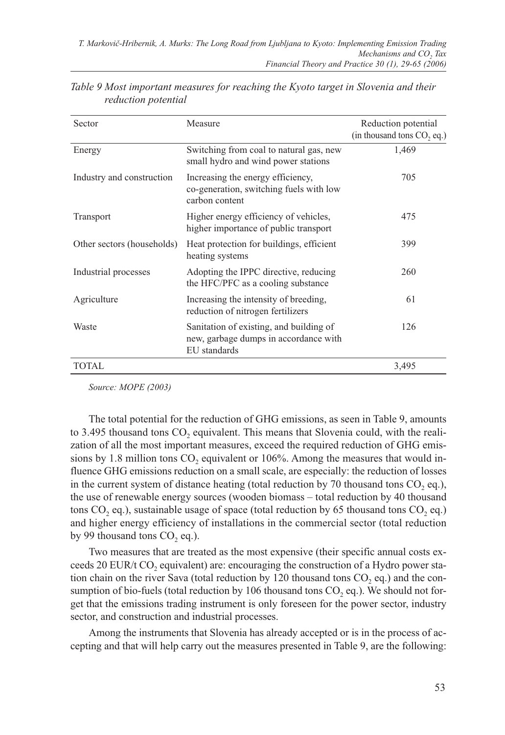*Table 9 Most important measures for reaching the Kyoto target in Slovenia and their reduction potential*

| Sector | Measure | Reduction potential (in thousand tons $CO_2$ eq.) |
|---|---|---|
| Energy | Switching from coal to natural gas, new small hydro and wind power stations | 1,469 |
| Industry and construction | Increasing the energy efficiency, co-generation, switching fuels with low carbon content | 705 |
| Transport | Higher energy efficiency of vehicles, higher importance of public transport | 475 |
| Other sectors (households) | Heat protection for buildings, efficient heating systems | 399 |
| Industrial processes | Adopting the IPPC directive, reducing the HFC/PFC as a cooling substance | 260 |
| Agriculture | Increasing the intensity of breeding, reduction of nitrogen fertilizers | 61 |
| Waste | Sanitation of existing, and building of new, garbage dumps in accordance with EU standards | 126 |
| TOTAL | | 3,495 |

*Source: MOPE (2003)*

The total potential for the reduction of GHG emissions, as seen in Table 9, amounts to 3.495 thousand tons $CO_2$ equivalent. This means that Slovenia could, with the realization of all the most important measures, exceed the required reduction of GHG emissions by 1.8 million tons $CO_2$ equivalent or 106%. Among the measures that would influence GHG emissions reduction on a small scale, are especially: the reduction of losses in the current system of distance heating (total reduction by 70 thousand tons $CO_2$ eq.), the use of renewable energy sources (wooden biomass – total reduction by 40 thousand tons $CO_2$ eq.), sustainable usage of space (total reduction by 65 thousand tons $CO_2$ eq.) and higher energy efficiency of installations in the commercial sector (total reduction by 99 thousand tons $CO_2$ eq.).

Two measures that are treated as the most expensive (their specific annual costs exceeds 20 EUR/t $CO_2$ equivalent) are: encouraging the construction of a Hydro power station chain on the river Sava (total reduction by 120 thousand tons $CO_2$ eq.) and the consumption of bio-fuels (total reduction by 106 thousand tons $CO_2$ eq.). We should not forget that the emissions trading instrument is only foreseen for the power sector, industry sector, and construction and industrial processes.

Among the instruments that Slovenia has already accepted or is in the process of accepting and that will help carry out the measures presented in Table 9, are the following: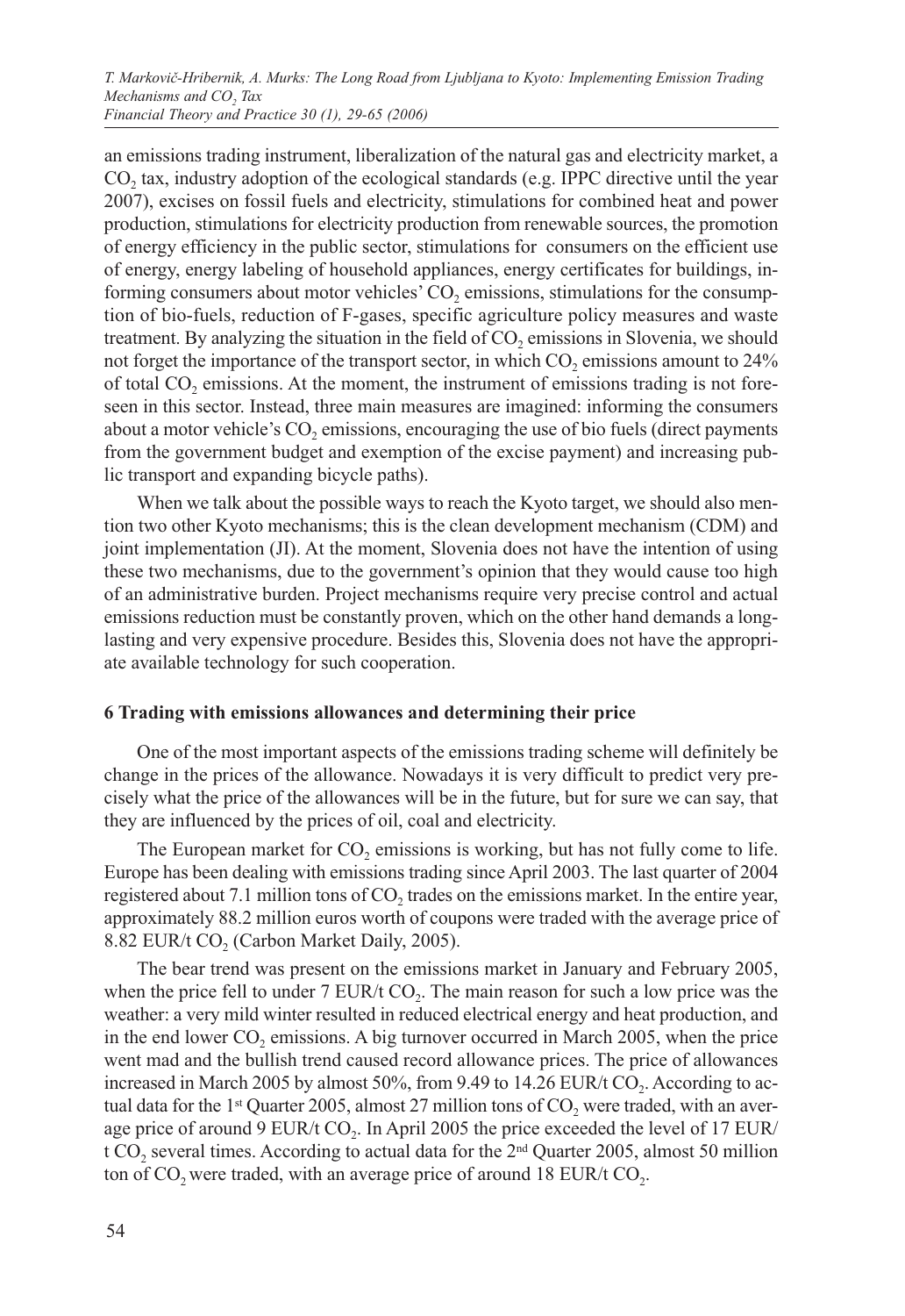an emissions trading instrument, liberalization of the natural gas and electricity market, a $CO_2$ tax, industry adoption of the ecological standards (e.g. IPPC directive until the year 2007), excises on fossil fuels and electricity, stimulations for combined heat and power production, stimulations for electricity production from renewable sources, the promotion of energy efficiency in the public sector, stimulations for consumers on the efficient use of energy, energy labeling of household appliances, energy certificates for buildings, informing consumers about motor vehicles' $CO_2$ emissions, stimulations for the consumption of bio-fuels, reduction of F-gases, specific agriculture policy measures and waste treatment. By analyzing the situation in the field of $CO_2$ emissions in Slovenia, we should not forget the importance of the transport sector, in which $CO_2$ emissions amount to 24% of total $CO_2$ emissions. At the moment, the instrument of emissions trading is not foreseen in this sector. Instead, three main measures are imagined: informing the consumers about a motor vehicle's $CO_2$ emissions, encouraging the use of bio fuels (direct payments from the government budget and exemption of the excise payment) and increasing public transport and expanding bicycle paths).

When we talk about the possible ways to reach the Kyoto target, we should also mention two other Kyoto mechanisms; this is the clean development mechanism (CDM) and joint implementation (JI). At the moment, Slovenia does not have the intention of using these two mechanisms, due to the government's opinion that they would cause too high of an administrative burden. Project mechanisms require very precise control and actual emissions reduction must be constantly proven, which on the other hand demands a long-lasting and very expensive procedure. Besides this, Slovenia does not have the appropriate available technology for such cooperation.

## 6 Trading with emissions allowances and determining their price

One of the most important aspects of the emissions trading scheme will definitely be change in the prices of the allowance. Nowadays it is very difficult to predict very precisely what the price of the allowances will be in the future, but for sure we can say, that they are influenced by the prices of oil, coal and electricity.

The European market for $CO_2$ emissions is working, but has not fully come to life. Europe has been dealing with emissions trading since April 2003. The last quarter of 2004 registered about 7.1 million tons of $CO_2$ trades on the emissions market. In the entire year, approximately 88.2 million euros worth of coupons were traded with the average price of 8.82 EUR/t $CO_2$ (Carbon Market Daily, 2005).

The bear trend was present on the emissions market in January and February 2005, when the price fell to under 7 EUR/t $CO_2$. The main reason for such a low price was the weather: a very mild winter resulted in reduced electrical energy and heat production, and in the end lower $CO_2$ emissions. A big turnover occurred in March 2005, when the price went mad and the bullish trend caused record allowance prices. The price of allowances increased in March 2005 by almost 50%, from 9.49 to 14.26 EUR/t $CO_2$. According to actual data for the 1st Quarter 2005, almost 27 million tons of $CO_2$ were traded, with an average price of around 9 EUR/t $CO_2$. In April 2005 the price exceeded the level of 17 EUR/t $CO_2$ several times. According to actual data for the 2nd Quarter 2005, almost 50 million ton of $CO_2$ were traded, with an average price of around 18 EUR/t $CO_2$.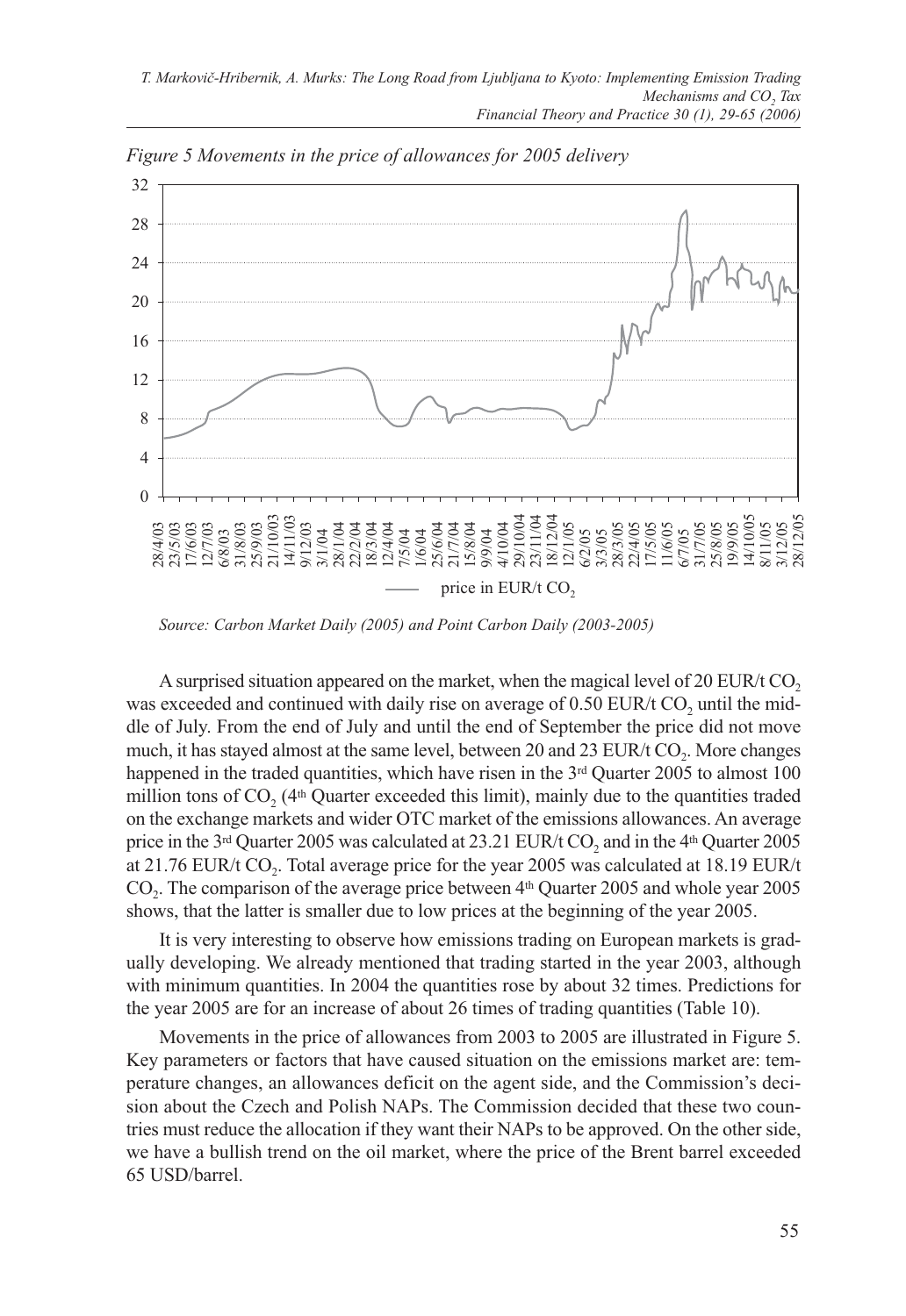*Figure 5 Movements in the price of allowances for 2005 delivery*

*Source: Carbon Market Daily (2005) and Point Carbon Daily (2003-2005)*

A surprised situation appeared on the market, when the magical level of 20 EUR/t $CO_2$ was exceeded and continued with daily rise on average of 0.50 EUR/t $CO_2$ until the middle of July. From the end of July and until the end of September the price did not move much, it has stayed almost at the same level, between 20 and 23 EUR/t $CO_2$. More changes happened in the traded quantities, which have risen in the 3rd Quarter 2005 to almost 100 million tons of $CO_2$ (4th Quarter exceeded this limit), mainly due to the quantities traded on the exchange markets and wider OTC market of the emissions allowances. An average price in the 3rd Quarter 2005 was calculated at 23.21 EUR/t $CO_2$ and in the 4th Quarter 2005 at 21.76 EUR/t $CO_2$. Total average price for the year 2005 was calculated at 18.19 EUR/t $CO_2$. The comparison of the average price between 4th Quarter 2005 and whole year 2005 shows, that the latter is smaller due to low prices at the beginning of the year 2005.

It is very interesting to observe how emissions trading on European markets is gradually developing. We already mentioned that trading started in the year 2003, although with minimum quantities. In 2004 the quantities rose by about 32 times. Predictions for the year 2005 are for an increase of about 26 times of trading quantities (Table 10).

Movements in the price of allowances from 2003 to 2005 are illustrated in Figure 5. Key parameters or factors that have caused situation on the emissions market are: temperature changes, an allowances deficit on the agent side, and the Commission's decision about the Czech and Polish NAPs. The Commission decided that these two countries must reduce the allocation if they want their NAPs to be approved. On the other side, we have a bullish trend on the oil market, where the price of the Brent barrel exceeded 65 USD/barrel.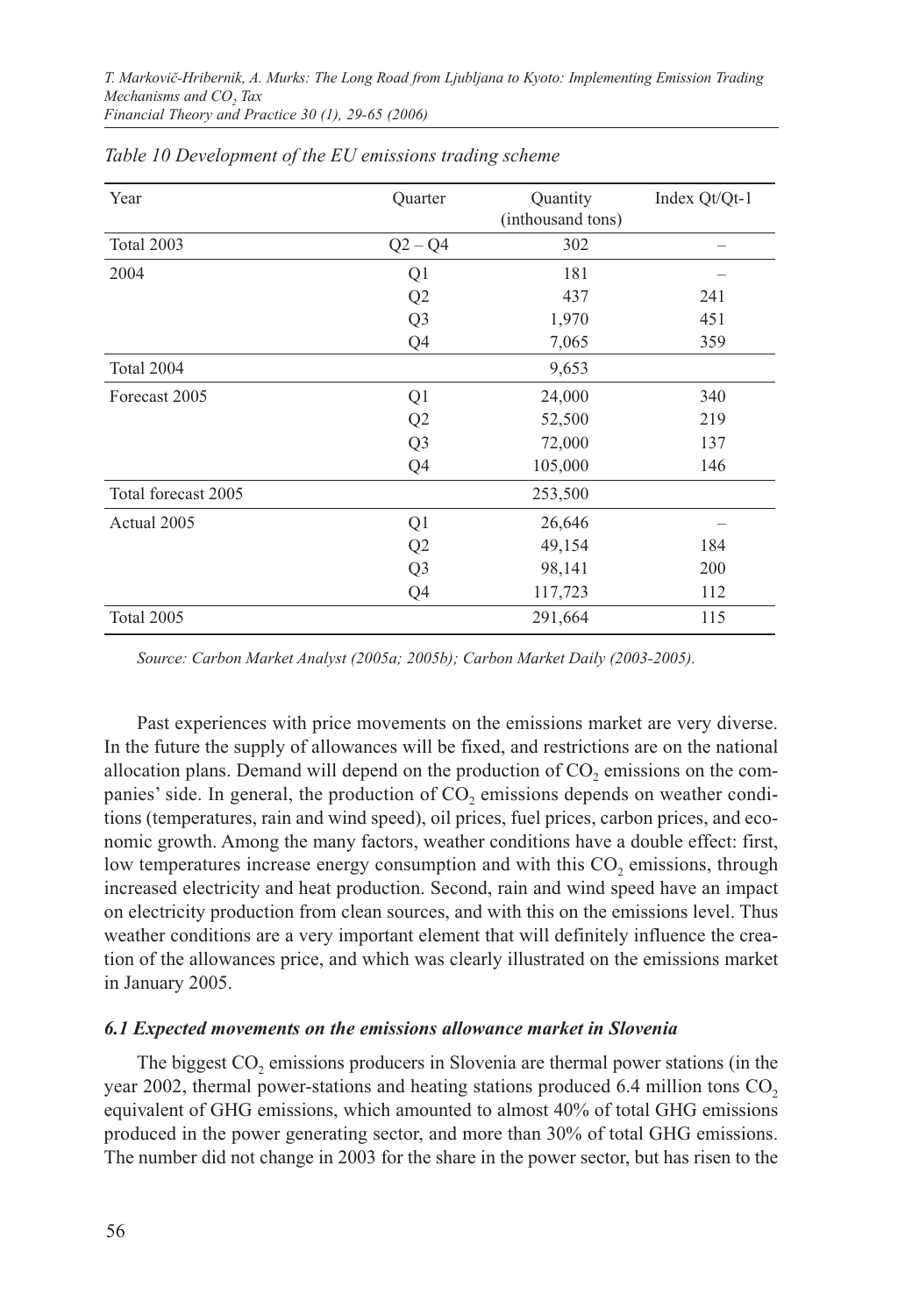*Table 10 Development of the EU emissions trading scheme*

| Year | Quarter | Quantity (inthousand tons) | Index Qt/Qt-1 |
|---|---|---|---|
| Total 2003 | Q2 – Q4 | 302 | – |
| 2004 | Q1 | 181 | – |
| | Q2 | 437 | 241 |
| | Q3 | 1,970 | 451 |
| | Q4 | 7,065 | 359 |
| Total 2004 | | 9,653 | |
| Forecast 2005 | Q1 | 24,000 | 340 |
| | Q2 | 52,500 | 219 |
| | Q3 | 72,000 | 137 |
| | Q4 | 105,000 | 146 |
| Total forecast 2005 | | 253,500 | |
| Actual 2005 | Q1 | 26,646 | – |
| | Q2 | 49,154 | 184 |
| | Q3 | 98,141 | 200 |
| | Q4 | 117,723 | 112 |
| Total 2005 | | 291,664 | 115 |

*Source: Carbon Market Analyst (2005a; 2005b); Carbon Market Daily (2003-2005).*

Past experiences with price movements on the emissions market are very diverse. In the future the supply of allowances will be fixed, and restrictions are on the national allocation plans. Demand will depend on the production of $CO_2$ emissions on the companies' side. In general, the production of $CO_2$ emissions depends on weather conditions (temperatures, rain and wind speed), oil prices, fuel prices, carbon prices, and economic growth. Among the many factors, weather conditions have a double effect: first, low temperatures increase energy consumption and with this $CO_2$ emissions, through increased electricity and heat production. Second, rain and wind speed have an impact on electricity production from clean sources, and with this on the emissions level. Thus weather conditions are a very important element that will definitely influence the creation of the allowances price, and which was clearly illustrated on the emissions market in January 2005.

### *6.1 Expected movements on the emissions allowance market in Slovenia*

The biggest $CO_2$ emissions producers in Slovenia are thermal power stations (in the year 2002, thermal power-stations and heating stations produced 6.4 million tons $CO_2$ equivalent of GHG emissions, which amounted to almost 40% of total GHG emissions produced in the power generating sector, and more than 30% of total GHG emissions. The number did not change in 2003 for the share in the power sector, but has risen to the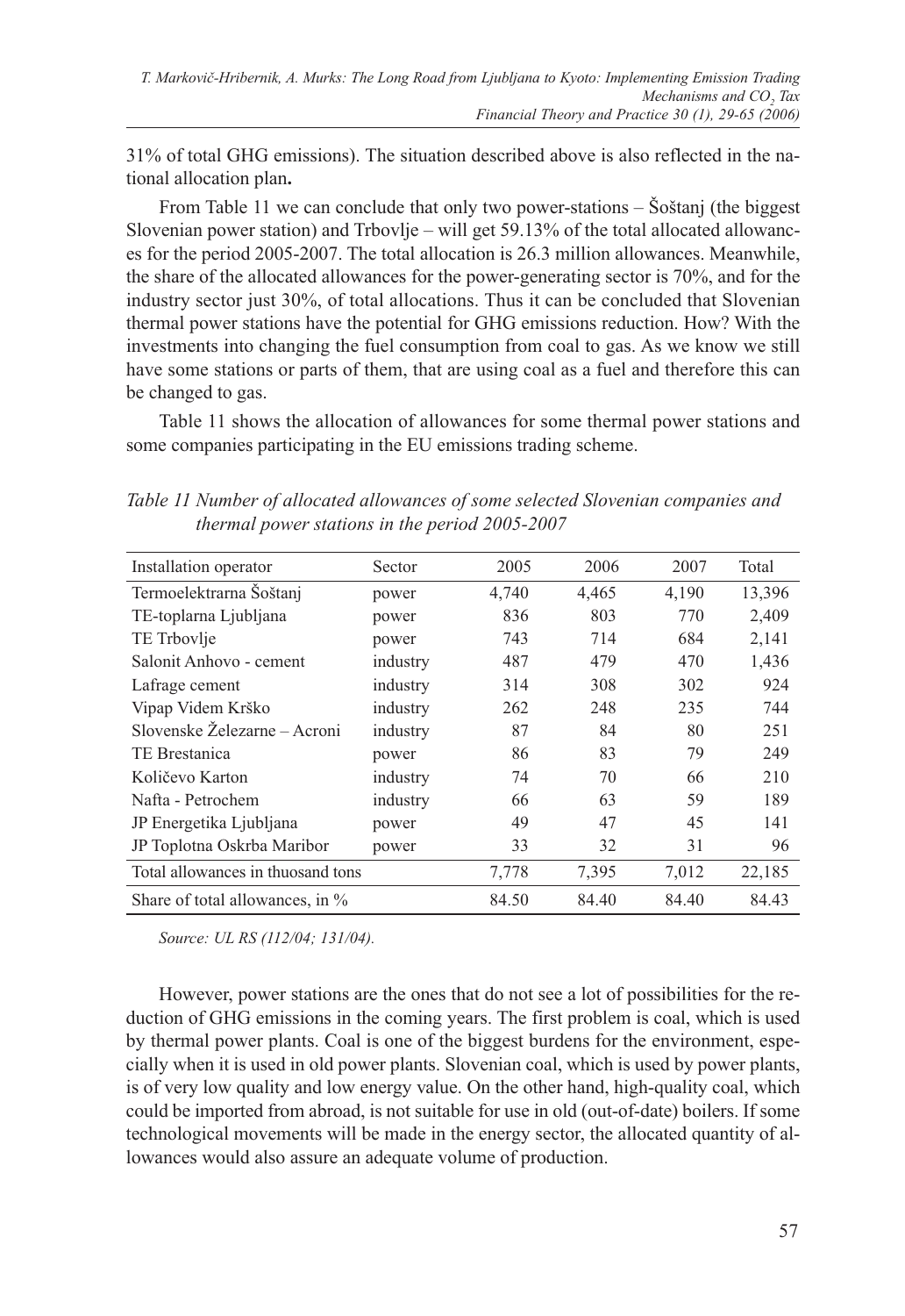31% of total GHG emissions). The situation described above is also reflected in the national allocation plan**.**

From Table 11 we can conclude that only two power-stations – Šoštanj (the biggest Slovenian power station) and Trbovlje – will get 59.13% of the total allocated allowances for the period 2005-2007. The total allocation is 26.3 million allowances. Meanwhile, the share of the allocated allowances for the power-generating sector is 70%, and for the industry sector just 30%, of total allocations. Thus it can be concluded that Slovenian thermal power stations have the potential for GHG emissions reduction. How? With the investments into changing the fuel consumption from coal to gas. As we know we still have some stations or parts of them, that are using coal as a fuel and therefore this can be changed to gas.

Table 11 shows the allocation of allowances for some thermal power stations and some companies participating in the EU emissions trading scheme.

*Table 11 Number of allocated allowances of some selected Slovenian companies and thermal power stations in the period 2005-2007*

| Installation operator | Sector | 2005 | 2006 | 2007 | Total |
|---|---|---|---|---|---|
| Termoelektrarna Šoštanj | power | 4,740 | 4,465 | 4,190 | 13,396 |
| TE-toplarna Ljubljana | power | 836 | 803 | 770 | 2,409 |
| TE Trbovlje | power | 743 | 714 | 684 | 2,141 |
| Salonit Anhovo - cement | industry | 487 | 479 | 470 | 1,436 |
| Lafrage cement | industry | 314 | 308 | 302 | 924 |
| Vipap Videm Krško | industry | 262 | 248 | 235 | 744 |
| Slovenske Železarne – Acroni | industry | 87 | 84 | 80 | 251 |
| TE Brestanica | power | 86 | 83 | 79 | 249 |
| Količevo Karton | industry | 74 | 70 | 66 | 210 |
| Nafta - Petrochem | industry | 66 | 63 | 59 | 189 |
| JP Energetika Ljubljana | power | 49 | 47 | 45 | 141 |
| JP Toplotna Oskrba Maribor | power | 33 | 32 | 31 | 96 |
| Total allowances in thuosand tons | | 7,778 | 7,395 | 7,012 | 22,185 |
| Share of total allowances, in % | | 84.50 | 84.40 | 84.40 | 84.43 |

*Source: UL RS (112/04; 131/04).*

However, power stations are the ones that do not see a lot of possibilities for the reduction of GHG emissions in the coming years. The first problem is coal, which is used by thermal power plants. Coal is one of the biggest burdens for the environment, especially when it is used in old power plants. Slovenian coal, which is used by power plants, is of very low quality and low energy value. On the other hand, high-quality coal, which could be imported from abroad, is not suitable for use in old (out-of-date) boilers. If some technological movements will be made in the energy sector, the allocated quantity of allowances would also assure an adequate volume of production.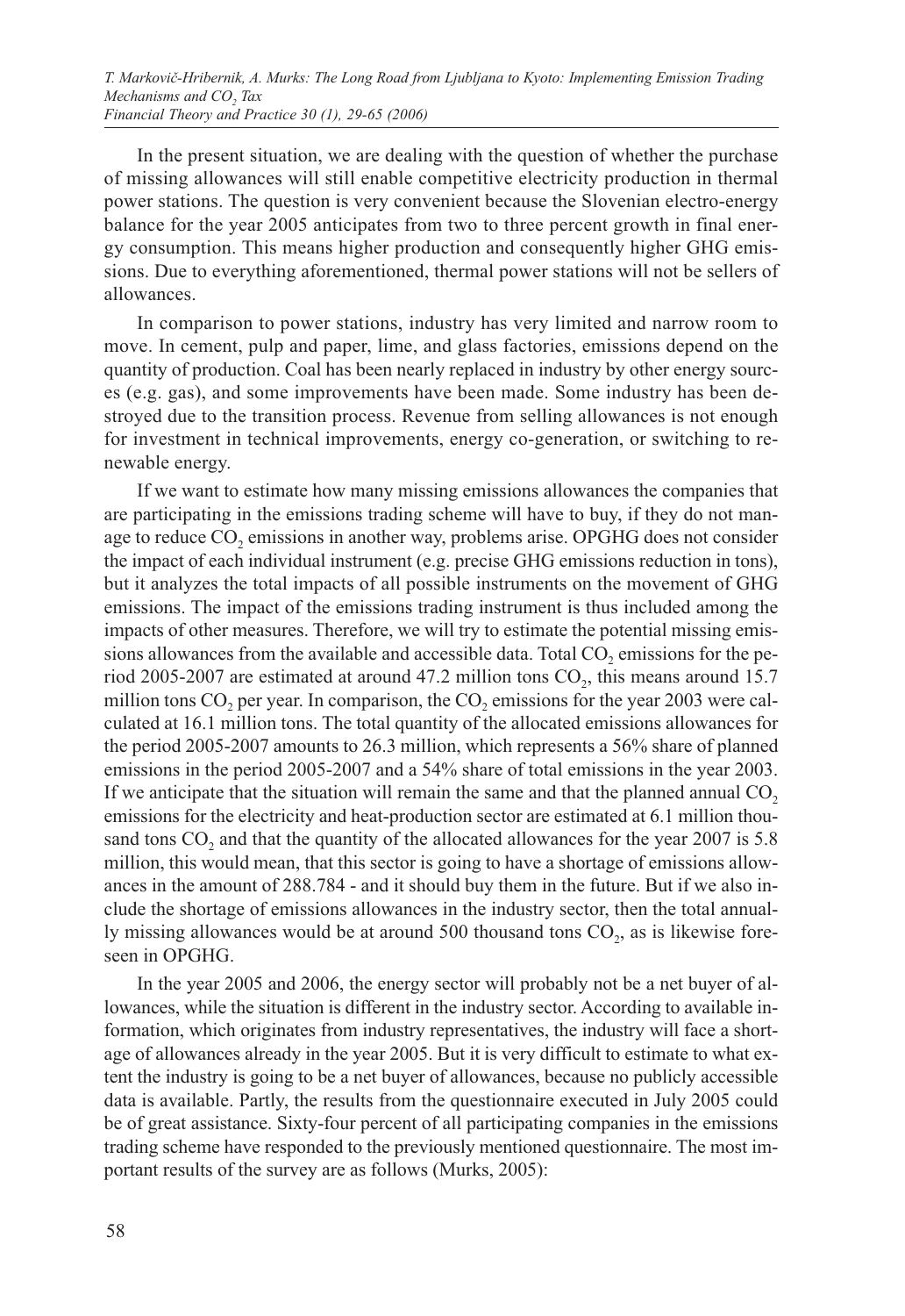In the present situation, we are dealing with the question of whether the purchase of missing allowances will still enable competitive electricity production in thermal power stations. The question is very convenient because the Slovenian electro-energy balance for the year 2005 anticipates from two to three percent growth in final energy consumption. This means higher production and consequently higher GHG emissions. Due to everything aforementioned, thermal power stations will not be sellers of allowances.

In comparison to power stations, industry has very limited and narrow room to move. In cement, pulp and paper, lime, and glass factories, emissions depend on the quantity of production. Coal has been nearly replaced in industry by other energy sources (e.g. gas), and some improvements have been made. Some industry has been destroyed due to the transition process. Revenue from selling allowances is not enough for investment in technical improvements, energy co-generation, or switching to renewable energy.

If we want to estimate how many missing emissions allowances the companies that are participating in the emissions trading scheme will have to buy, if they do not manage to reduce $CO_2$ emissions in another way, problems arise. OPGHG does not consider the impact of each individual instrument (e.g. precise GHG emissions reduction in tons), but it analyzes the total impacts of all possible instruments on the movement of GHG emissions. The impact of the emissions trading instrument is thus included among the impacts of other measures. Therefore, we will try to estimate the potential missing emissions allowances from the available and accessible data. Total $CO_2$ emissions for the period 2005-2007 are estimated at around 47.2 million tons $CO_2$, this means around 15.7 million tons $CO_2$ per year. In comparison, the $CO_2$ emissions for the year 2003 were calculated at 16.1 million tons. The total quantity of the allocated emissions allowances for the period 2005-2007 amounts to 26.3 million, which represents a 56% share of planned emissions in the period 2005-2007 and a 54% share of total emissions in the year 2003. If we anticipate that the situation will remain the same and that the planned annual $CO_2$ emissions for the electricity and heat-production sector are estimated at 6.1 million thousand tons $CO_2$ and that the quantity of the allocated allowances for the year 2007 is 5.8 million, this would mean, that this sector is going to have a shortage of emissions allowances in the amount of 288.784 - and it should buy them in the future. But if we also include the shortage of emissions allowances in the industry sector, then the total annually missing allowances would be at around 500 thousand tons $CO_2$, as is likewise foreseen in OPGHG.

In the year 2005 and 2006, the energy sector will probably not be a net buyer of allowances, while the situation is different in the industry sector. According to available information, which originates from industry representatives, the industry will face a shortage of allowances already in the year 2005. But it is very difficult to estimate to what extent the industry is going to be a net buyer of allowances, because no publicly accessible data is available. Partly, the results from the questionnaire executed in July 2005 could be of great assistance. Sixty-four percent of all participating companies in the emissions trading scheme have responded to the previously mentioned questionnaire. The most important results of the survey are as follows (Murks, 2005):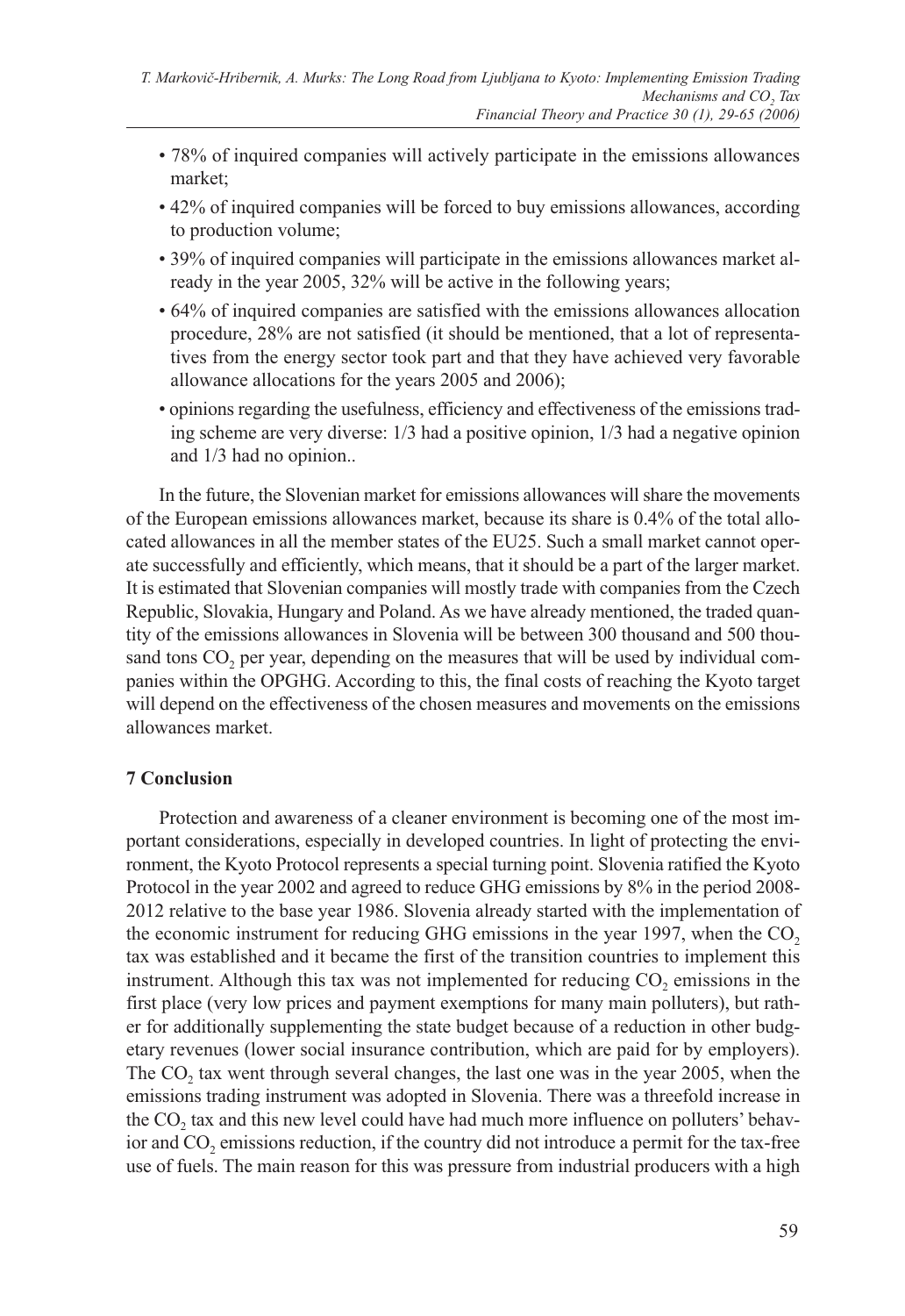- 78% of inquired companies will actively participate in the emissions allowances market;
- 42% of inquired companies will be forced to buy emissions allowances, according to production volume;
- 39% of inquired companies will participate in the emissions allowances market already in the year 2005, 32% will be active in the following years;
- 64% of inquired companies are satisfied with the emissions allowances allocation procedure, 28% are not satisfied (it should be mentioned, that a lot of representatives from the energy sector took part and that they have achieved very favorable allowance allocations for the years 2005 and 2006);
- opinions regarding the usefulness, efficiency and effectiveness of the emissions trading scheme are very diverse: 1/3 had a positive opinion, 1/3 had a negative opinion and 1/3 had no opinion..

In the future, the Slovenian market for emissions allowances will share the movements of the European emissions allowances market, because its share is 0.4% of the total allocated allowances in all the member states of the EU25. Such a small market cannot operate successfully and efficiently, which means, that it should be a part of the larger market. It is estimated that Slovenian companies will mostly trade with companies from the Czech Republic, Slovakia, Hungary and Poland. As we have already mentioned, the traded quantity of the emissions allowances in Slovenia will be between 300 thousand and 500 thousand tons $CO_2$ per year, depending on the measures that will be used by individual companies within the OPGHG. According to this, the final costs of reaching the Kyoto target will depend on the effectiveness of the chosen measures and movements on the emissions allowances market.

## 7 Conclusion

Protection and awareness of a cleaner environment is becoming one of the most important considerations, especially in developed countries. In light of protecting the environment, the Kyoto Protocol represents a special turning point. Slovenia ratified the Kyoto Protocol in the year 2002 and agreed to reduce GHG emissions by 8% in the period 2008-2012 relative to the base year 1986. Slovenia already started with the implementation of the economic instrument for reducing GHG emissions in the year 1997, when the $CO_2$ tax was established and it became the first of the transition countries to implement this instrument. Although this tax was not implemented for reducing $CO_2$ emissions in the first place (very low prices and payment exemptions for many main polluters), but rather for additionally supplementing the state budget because of a reduction in other budgetary revenues (lower social insurance contribution, which are paid for by employers). The $CO_2$ tax went through several changes, the last one was in the year 2005, when the emissions trading instrument was adopted in Slovenia. There was a threefold increase in the $CO_2$ tax and this new level could have had much more influence on polluters' behavior and $CO_2$ emissions reduction, if the country did not introduce a permit for the tax-free use of fuels. The main reason for this was pressure from industrial producers with a high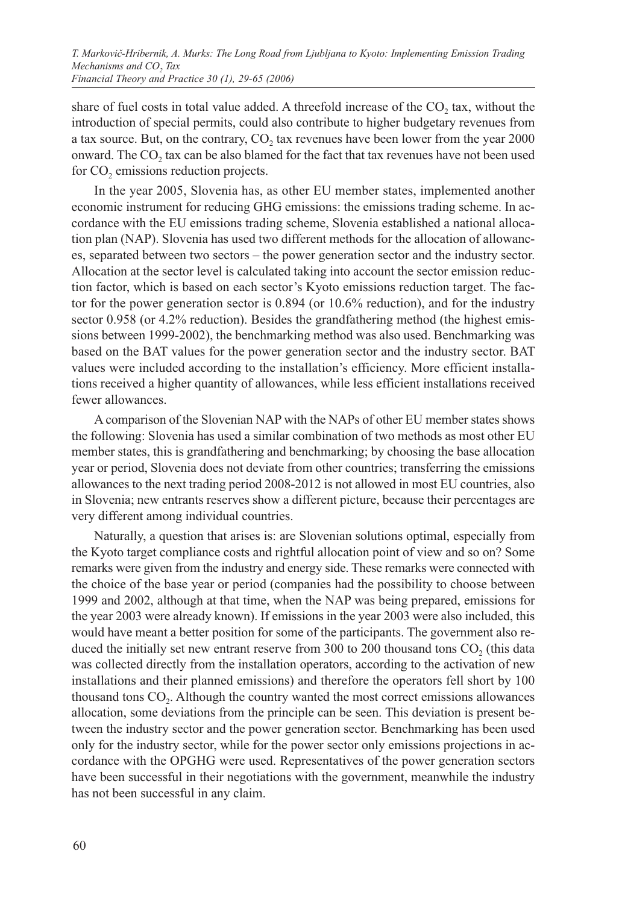share of fuel costs in total value added. A threefold increase of the $CO_2$ tax, without the introduction of special permits, could also contribute to higher budgetary revenues from a tax source. But, on the contrary, $CO_2$ tax revenues have been lower from the year 2000 onward. The $CO_2$ tax can be also blamed for the fact that tax revenues have not been used for $CO_2$ emissions reduction projects.

In the year 2005, Slovenia has, as other EU member states, implemented another economic instrument for reducing GHG emissions: the emissions trading scheme. In accordance with the EU emissions trading scheme, Slovenia established a national allocation plan (NAP). Slovenia has used two different methods for the allocation of allowances, separated between two sectors – the power generation sector and the industry sector. Allocation at the sector level is calculated taking into account the sector emission reduction factor, which is based on each sector's Kyoto emissions reduction target. The factor for the power generation sector is 0.894 (or 10.6% reduction), and for the industry sector 0.958 (or 4.2% reduction). Besides the grandfathering method (the highest emissions between 1999-2002), the benchmarking method was also used. Benchmarking was based on the BAT values for the power generation sector and the industry sector. BAT values were included according to the installation's efficiency. More efficient installations received a higher quantity of allowances, while less efficient installations received fewer allowances.

A comparison of the Slovenian NAP with the NAPs of other EU member states shows the following: Slovenia has used a similar combination of two methods as most other EU member states, this is grandfathering and benchmarking; by choosing the base allocation year or period, Slovenia does not deviate from other countries; transferring the emissions allowances to the next trading period 2008-2012 is not allowed in most EU countries, also in Slovenia; new entrants reserves show a different picture, because their percentages are very different among individual countries.

Naturally, a question that arises is: are Slovenian solutions optimal, especially from the Kyoto target compliance costs and rightful allocation point of view and so on? Some remarks were given from the industry and energy side. These remarks were connected with the choice of the base year or period (companies had the possibility to choose between 1999 and 2002, although at that time, when the NAP was being prepared, emissions for the year 2003 were already known). If emissions in the year 2003 were also included, this would have meant a better position for some of the participants. The government also reduced the initially set new entrant reserve from 300 to 200 thousand tons $CO_2$ (this data was collected directly from the installation operators, according to the activation of new installations and their planned emissions) and therefore the operators fell short by 100 thousand tons $CO_2$. Although the country wanted the most correct emissions allowances allocation, some deviations from the principle can be seen. This deviation is present between the industry sector and the power generation sector. Benchmarking has been used only for the industry sector, while for the power sector only emissions projections in accordance with the OPGHG were used. Representatives of the power generation sectors have been successful in their negotiations with the government, meanwhile the industry has not been successful in any claim.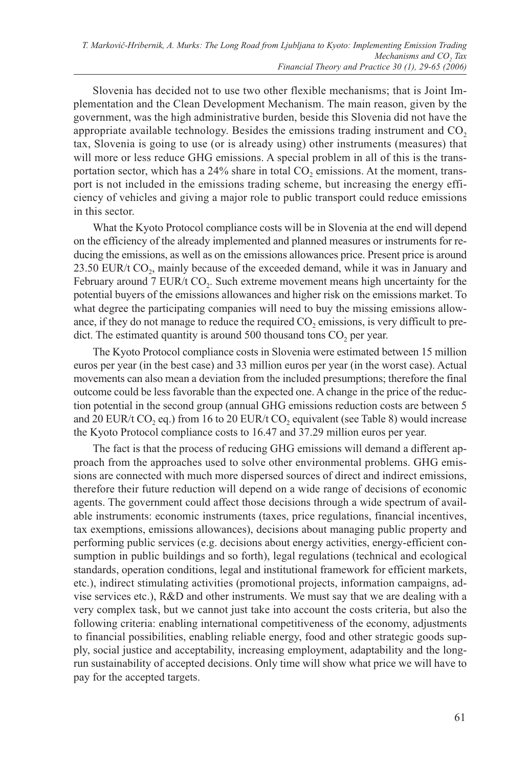Slovenia has decided not to use two other flexible mechanisms; that is Joint Implementation and the Clean Development Mechanism. The main reason, given by the government, was the high administrative burden, beside this Slovenia did not have the appropriate available technology. Besides the emissions trading instrument and $CO_2$ tax, Slovenia is going to use (or is already using) other instruments (measures) that will more or less reduce GHG emissions. A special problem in all of this is the transportation sector, which has a 24% share in total $CO_2$ emissions. At the moment, transport is not included in the emissions trading scheme, but increasing the energy efficiency of vehicles and giving a major role to public transport could reduce emissions in this sector.

What the Kyoto Protocol compliance costs will be in Slovenia at the end will depend on the efficiency of the already implemented and planned measures or instruments for reducing the emissions, as well as on the emissions allowances price. Present price is around 23.50 EUR/t $CO_2$, mainly because of the exceeded demand, while it was in January and February around 7 EUR/t $CO_2$. Such extreme movement means high uncertainty for the potential buyers of the emissions allowances and higher risk on the emissions market. To what degree the participating companies will need to buy the missing emissions allowance, if they do not manage to reduce the required $CO_2$ emissions, is very difficult to predict. The estimated quantity is around 500 thousand tons $CO_2$ per year.

The Kyoto Protocol compliance costs in Slovenia were estimated between 15 million euros per year (in the best case) and 33 million euros per year (in the worst case). Actual movements can also mean a deviation from the included presumptions; therefore the final outcome could be less favorable than the expected one. A change in the price of the reduction potential in the second group (annual GHG emissions reduction costs are between 5 and 20 EUR/t $CO_2$ eq.) from 16 to 20 EUR/t $CO_2$ equivalent (see Table 8) would increase the Kyoto Protocol compliance costs to 16.47 and 37.29 million euros per year.

The fact is that the process of reducing GHG emissions will demand a different approach from the approaches used to solve other environmental problems. GHG emissions are connected with much more dispersed sources of direct and indirect emissions, therefore their future reduction will depend on a wide range of decisions of economic agents. The government could affect those decisions through a wide spectrum of available instruments: economic instruments (taxes, price regulations, financial incentives, tax exemptions, emissions allowances), decisions about managing public property and performing public services (e.g. decisions about energy activities, energy-efficient consumption in public buildings and so forth), legal regulations (technical and ecological standards, operation conditions, legal and institutional framework for efficient markets, etc.), indirect stimulating activities (promotional projects, information campaigns, advise services etc.), R&D and other instruments. We must say that we are dealing with a very complex task, but we cannot just take into account the costs criteria, but also the following criteria: enabling international competitiveness of the economy, adjustments to financial possibilities, enabling reliable energy, food and other strategic goods supply, social justice and acceptability, increasing employment, adaptability and the long-run sustainability of accepted decisions. Only time will show what price we will have to pay for the accepted targets.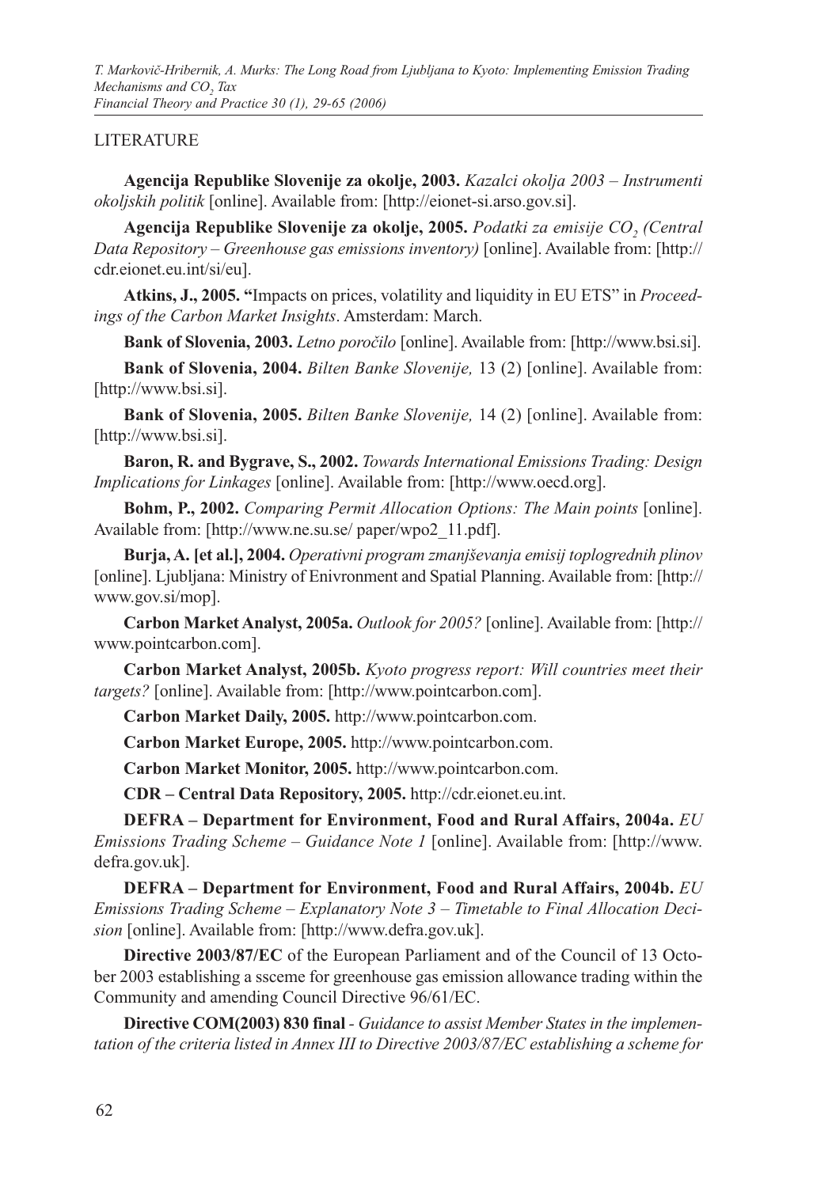LITERATURE

**Agencija Republike Slovenije za okolje, 2003.** *Kazalci okolja 2003 – Instrumenti okoljskih politik* [online]. Available from: [http://eionet-si.arso.gov.si].

**Agencija Republike Slovenije za okolje, 2005.** *Podatki za emisije $CO_2$ (Central Data Repository – Greenhouse gas emissions inventory)* [online]. Available from: [http://cdr.eionet.eu.int/si/eu].

**Atkins, J., 2005. "**Impacts on prices, volatility and liquidity in EU ETS" in *Proceedings of the Carbon Market Insights*. Amsterdam: March.

**Bank of Slovenia, 2003.** *Letno poročilo* [online]. Available from: [http://www.bsi.si].

**Bank of Slovenia, 2004.** *Bilten Banke Slovenije,* 13 (2) [online]. Available from: [http://www.bsi.si].

**Bank of Slovenia, 2005.** *Bilten Banke Slovenije,* 14 (2) [online]. Available from: [http://www.bsi.si].

**Baron, R. and Bygrave, S., 2002.** *Towards International Emissions Trading: Design Implications for Linkages* [online]. Available from: [http://www.oecd.org].

**Bohm, P., 2002.** *Comparing Permit Allocation Options: The Main points* [online]. Available from: [http://www.ne.su.se/ paper/wpo2_11.pdf].

**Burja, A. [et al.], 2004.** *Operativni program zmanjševanja emisij toplogrednih plinov* [online]. Ljubljana: Ministry of Enivronment and Spatial Planning. Available from: [http://www.gov.si/mop].

**Carbon Market Analyst, 2005a.** *Outlook for 2005?* [online]. Available from: [http://www.pointcarbon.com].

**Carbon Market Analyst, 2005b.** *Kyoto progress report: Will countries meet their targets?* [online]. Available from: [http://www.pointcarbon.com].

**Carbon Market Daily, 2005.** http://www.pointcarbon.com.

**Carbon Market Europe, 2005.** http://www.pointcarbon.com.

**Carbon Market Monitor, 2005.** http://www.pointcarbon.com.

**CDR – Central Data Repository, 2005.** http://cdr.eionet.eu.int.

**DEFRA – Department for Environment, Food and Rural Affairs, 2004a.** *EU Emissions Trading Scheme – Guidance Note 1* [online]. Available from: [http://www.defra.gov.uk].

**DEFRA – Department for Environment, Food and Rural Affairs, 2004b.** *EU Emissions Trading Scheme – Explanatory Note 3 – Timetable to Final Allocation Decision* [online]. Available from: [http://www.defra.gov.uk].

**Directive 2003/87/EC** of the European Parliament and of the Council of 13 October 2003 establishing a ssceme for greenhouse gas emission allowance trading within the Community and amending Council Directive 96/61/EC.

**Directive COM(2003) 830 final** - *Guidance to assist Member States in the implementation of the criteria listed in Annex III to Directive 2003/87/EC establishing a scheme for*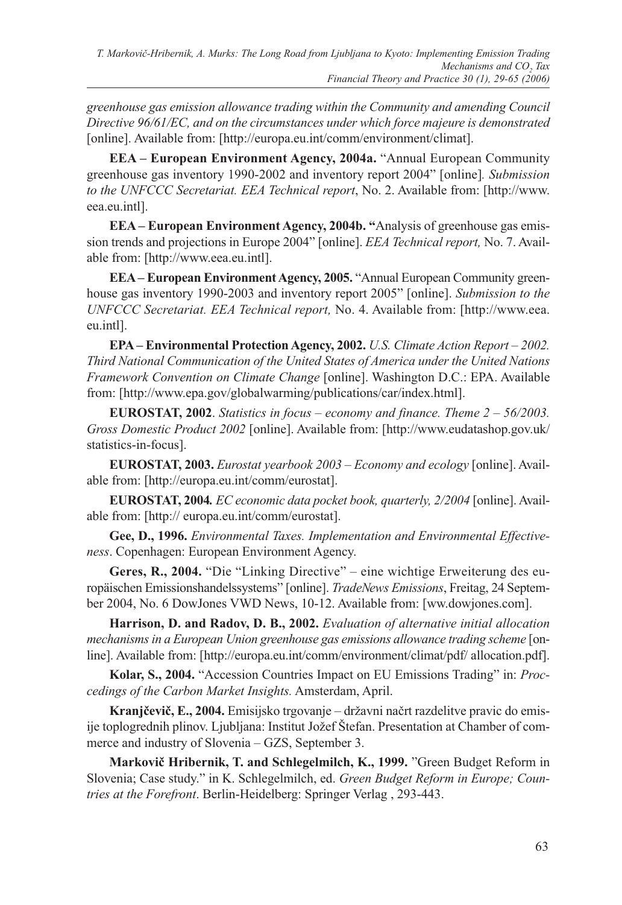*greenhouse gas emission allowance trading within the Community and amending Council Directive 96/61/EC, and on the circumstances under which force majeure is demonstrated* [online]. Available from: [http://europa.eu.int/comm/environment/climat].

**EEA – European Environment Agency, 2004a.** "Annual European Community greenhouse gas inventory 1990-2002 and inventory report 2004" [online]*. Submission to the UNFCCC Secretariat. EEA Technical report*, No. 2. Available from: [http://www.eea.eu.intl].

**EEA – European Environment Agency, 2004b. "**Analysis of greenhouse gas emission trends and projections in Europe 2004" [online]. *EEA Technical report,* No. 7. Available from: [http://www.eea.eu.intl].

**EEA – European Environment Agency, 2005.** "Annual European Community greenhouse gas inventory 1990-2003 and inventory report 2005" [online]. *Submission to the UNFCCC Secretariat. EEA Technical report,* No. 4. Available from: [http://www.eea.eu.intl].

**EPA – Environmental Protection Agency, 2002.** *U.S. Climate Action Report – 2002. Third National Communication of the United States of America under the United Nations Framework Convention on Climate Change* [online]. Washington D.C.: EPA. Available from: [http://www.epa.gov/globalwarming/publications/car/index.html].

**EUROSTAT, 2002**. *Statistics in focus – economy and finance. Theme 2 – 56/2003. Gross Domestic Product 2002* [online]. Available from: [http://www.eudatashop.gov.uk/statistics-in-focus].

**EUROSTAT, 2003.** *Eurostat yearbook 2003 – Economy and ecology* [online]. Available from: [http://europa.eu.int/comm/eurostat].

**EUROSTAT, 2004***. EC economic data pocket book, quarterly, 2/2004* [online]. Available from: [http:// europa.eu.int/comm/eurostat].

**Gee, D., 1996.** *Environmental Taxes. Implementation and Environmental Effectiveness*. Copenhagen: European Environment Agency.

**Geres, R., 2004.** "Die "Linking Directive" – eine wichtige Erweiterung des europäischen Emissionshandelssystems" [online]. *TradeNews Emissions*, Freitag, 24 September 2004, No. 6 DowJones VWD News, 10-12. Available from: [ww.dowjones.com].

**Harrison, D. and Radov, D. B., 2002.** *Evaluation of alternative initial allocation mechanisms in a European Union greenhouse gas emissions allowance trading scheme* [online]. Available from: [http://europa.eu.int/comm/environment/climat/pdf/ allocation.pdf].

**Kolar, S., 2004.** "Accession Countries Impact on EU Emissions Trading" in: *Proccedings of the Carbon Market Insights.* Amsterdam, April.

**Kranjčevič, E., 2004.** Emisijsko trgovanje – državni načrt razdelitve pravic do emisije toplogrednih plinov. Ljubljana: Institut Jožef Štefan. Presentation at Chamber of commerce and industry of Slovenia – GZS, September 3.

**Markovič Hribernik, T. and Schlegelmilch, K., 1999.** "Green Budget Reform in Slovenia; Case study." in K. Schlegelmilch, ed. *Green Budget Reform in Europe; Countries at the Forefront*. Berlin-Heidelberg: Springer Verlag , 293-443.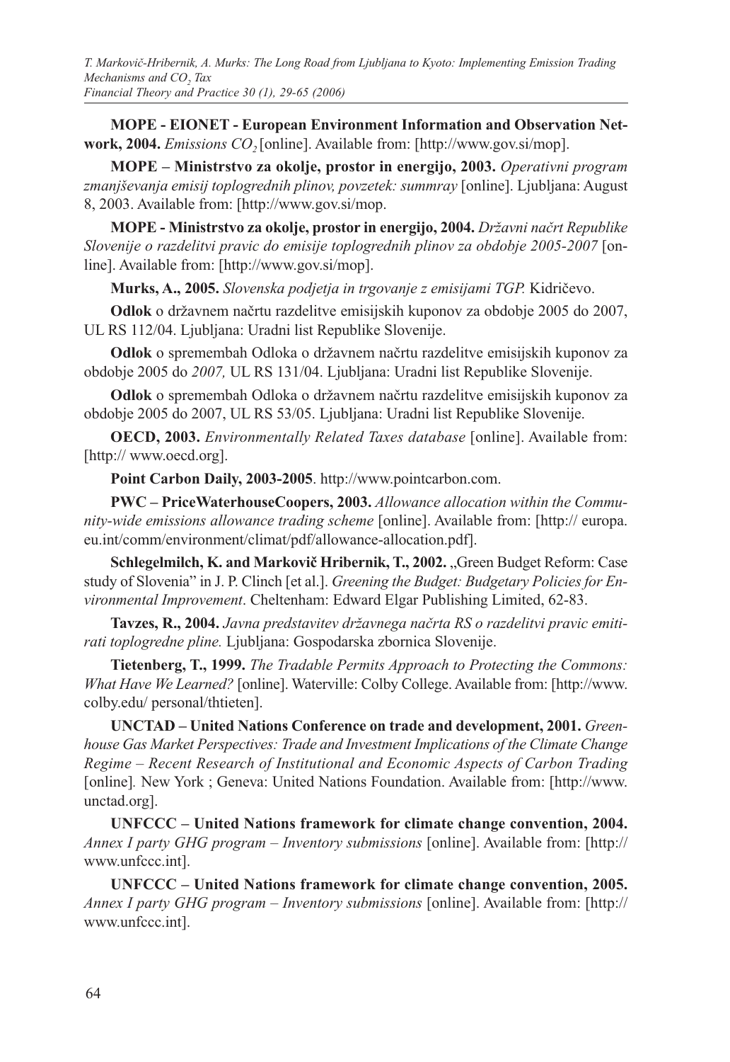**MOPE - EIONET - European Environment Information and Observation Network, 2004.** *Emissions $CO_2$* [online]. Available from: [http://www.gov.si/mop].

**MOPE – Ministrstvo za okolje, prostor in energijo, 2003.** *Operativni program zmanjševanja emisij toplogrednih plinov, povzetek: summray* [online]. Ljubljana: August 8, 2003. Available from: [http://www.gov.si/mop.

**MOPE - Ministrstvo za okolje, prostor in energijo, 2004.** *Državni načrt Republike Slovenije o razdelitvi pravic do emisije toplogrednih plinov za obdobje 2005-2007* [online]. Available from: [http://www.gov.si/mop].

**Murks, A., 2005.** *Slovenska podjetja in trgovanje z emisijami TGP.* Kidričevo.

**Odlok** o državnem načrtu razdelitve emisijskih kuponov za obdobje 2005 do 2007, UL RS 112/04. Ljubljana: Uradni list Republike Slovenije.

**Odlok** o spremembah Odloka o državnem načrtu razdelitve emisijskih kuponov za obdobje 2005 do *2007,* UL RS 131/04. Ljubljana: Uradni list Republike Slovenije.

**Odlok** o spremembah Odloka o državnem načrtu razdelitve emisijskih kuponov za obdobje 2005 do 2007, UL RS 53/05. Ljubljana: Uradni list Republike Slovenije.

**OECD, 2003.** *Environmentally Related Taxes database* [online]. Available from: [http:// www.oecd.org].

**Point Carbon Daily, 2003-2005**. http://www.pointcarbon.com.

**PWC – PriceWaterhouseCoopers, 2003.** *Allowance allocation within the Community-wide emissions allowance trading scheme* [online]. Available from: [http:// europa.eu.int/comm/environment/climat/pdf/allowance-allocation.pdf].

**Schlegelmilch, K. and Markovič Hribernik, T., 2002.** „Green Budget Reform: Case study of Slovenia" in J. P. Clinch [et al.]. *Greening the Budget: Budgetary Policies for Environmental Improvement*. Cheltenham: Edward Elgar Publishing Limited, 62-83.

**Tavzes, R., 2004.** *Javna predstavitev državnega načrta RS o razdelitvi pravic emitirati toplogredne pline.* Ljubljana: Gospodarska zbornica Slovenije.

**Tietenberg, T., 1999.** *The Tradable Permits Approach to Protecting the Commons: What Have We Learned?* [online]. Waterville: Colby College. Available from: [http://www.colby.edu/ personal/thtieten].

**UNCTAD – United Nations Conference on trade and development, 2001.** *Greenhouse Gas Market Perspectives: Trade and Investment Implications of the Climate Change Regime – Recent Research of Institutional and Economic Aspects of Carbon Trading* [online]*.* New York ; Geneva: United Nations Foundation. Available from: [http://www.unctad.org].

**UNFCCC – United Nations framework for climate change convention, 2004.** *Annex I party GHG program – Inventory submissions* [online]. Available from: [http:// www.unfccc.int].

**UNFCCC – United Nations framework for climate change convention, 2005.** *Annex I party GHG program – Inventory submissions* [online]. Available from: [http:// www.unfccc.int].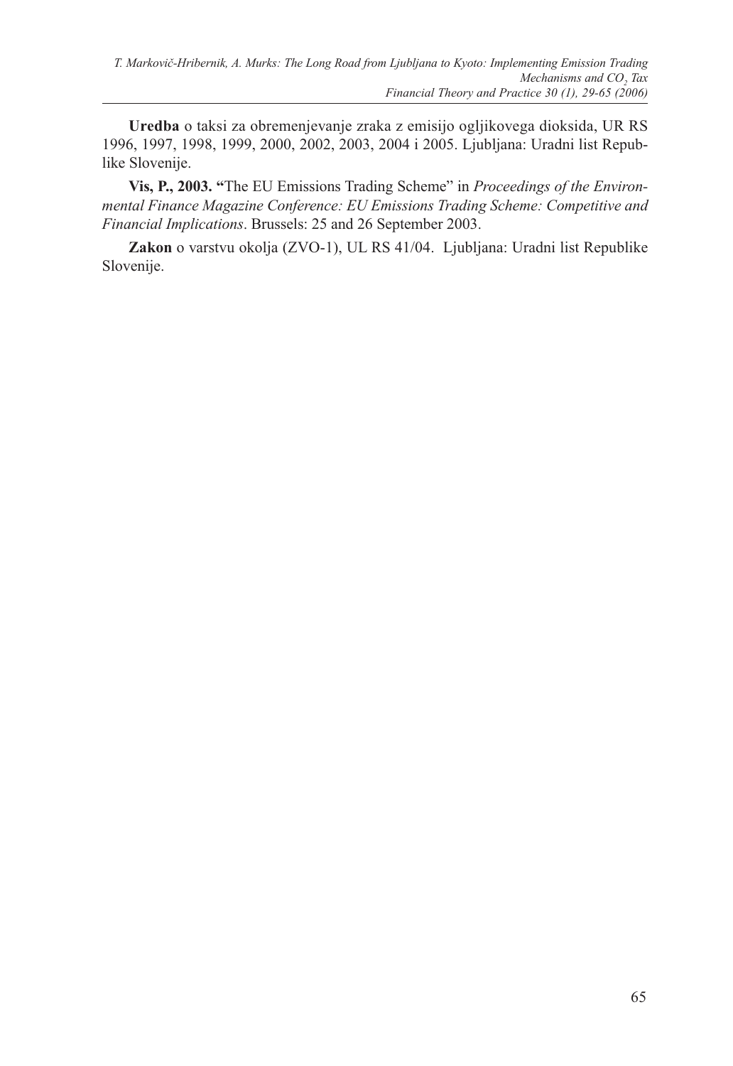**Uredba** o taksi za obremenjevanje zraka z emisijo ogljikovega dioksida, UR RS 1996, 1997, 1998, 1999, 2000, 2002, 2003, 2004 i 2005. Ljubljana: Uradni list Republike Slovenije.

**Vis, P., 2003. "**The EU Emissions Trading Scheme" in *Proceedings of the Environmental Finance Magazine Conference: EU Emissions Trading Scheme: Competitive and Financial Implications*. Brussels: 25 and 26 September 2003.

**Zakon** o varstvu okolja (ZVO-1), UL RS 41/04. Ljubljana: Uradni list Republike Slovenije.